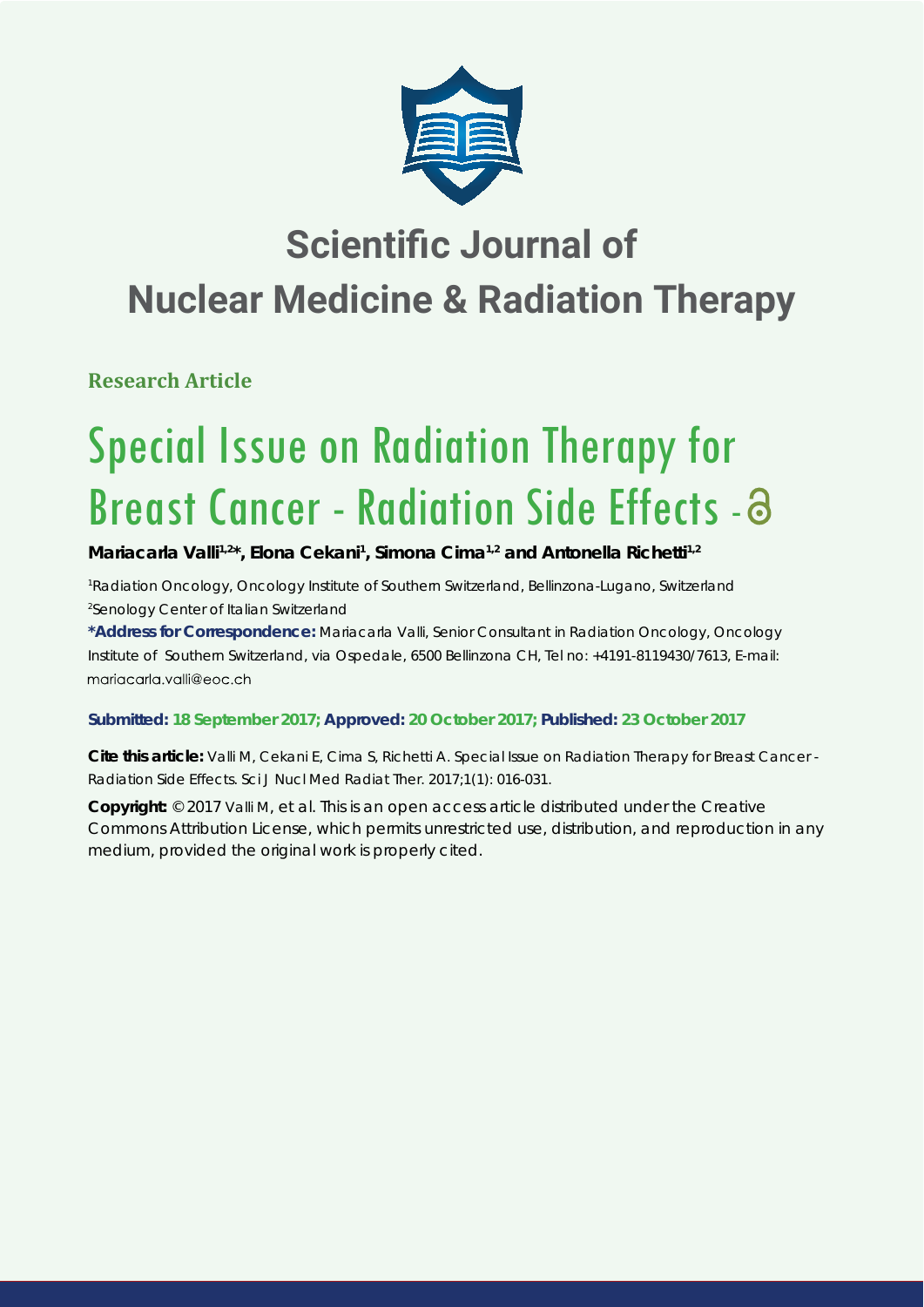# Scientific Journal of Nuclear Medicine & Radiation Therapy

**Research Article**

# Special Issue on Radiation Therapy for Breast Cancer - Radiation Side Effects

**Mariacarla Valli[1,2]\*, Elona Cekani[1], Simona Cima[1,2] and Antonella Richetti[1,2]**

[1]Radiation Oncology, Oncology Institute of Southern Switzerland, Bellinzona-Lugano, Switzerland
[2]Senology Center of Italian Switzerland

**\*Address for Correspondence:** Mariacarla Valli, Senior Consultant in Radiation Oncology, Oncology Institute of Southern Switzerland, via Ospedale, 6500 Bellinzona CH, Tel no: +4191-8119430/7613, E-mail: mariacarla.valli@eoc.ch

**Submitted: 18 September 2017; Approved: 20 October 2017; Published: 23 October 2017**

**Cite this article:** Valli M, Cekani E, Cima S, Richetti A. Special Issue on Radiation Therapy for Breast Cancer - Radiation Side Effects. Sci J Nucl Med Radiat Ther. 2017;1(1): 016-031.

**Copyright:** © 2017 Valli M, et al. This is an open access article distributed under the Creative Commons Attribution License, which permits unrestricted use, distribution, and reproduction in any medium, provided the original work is properly cited.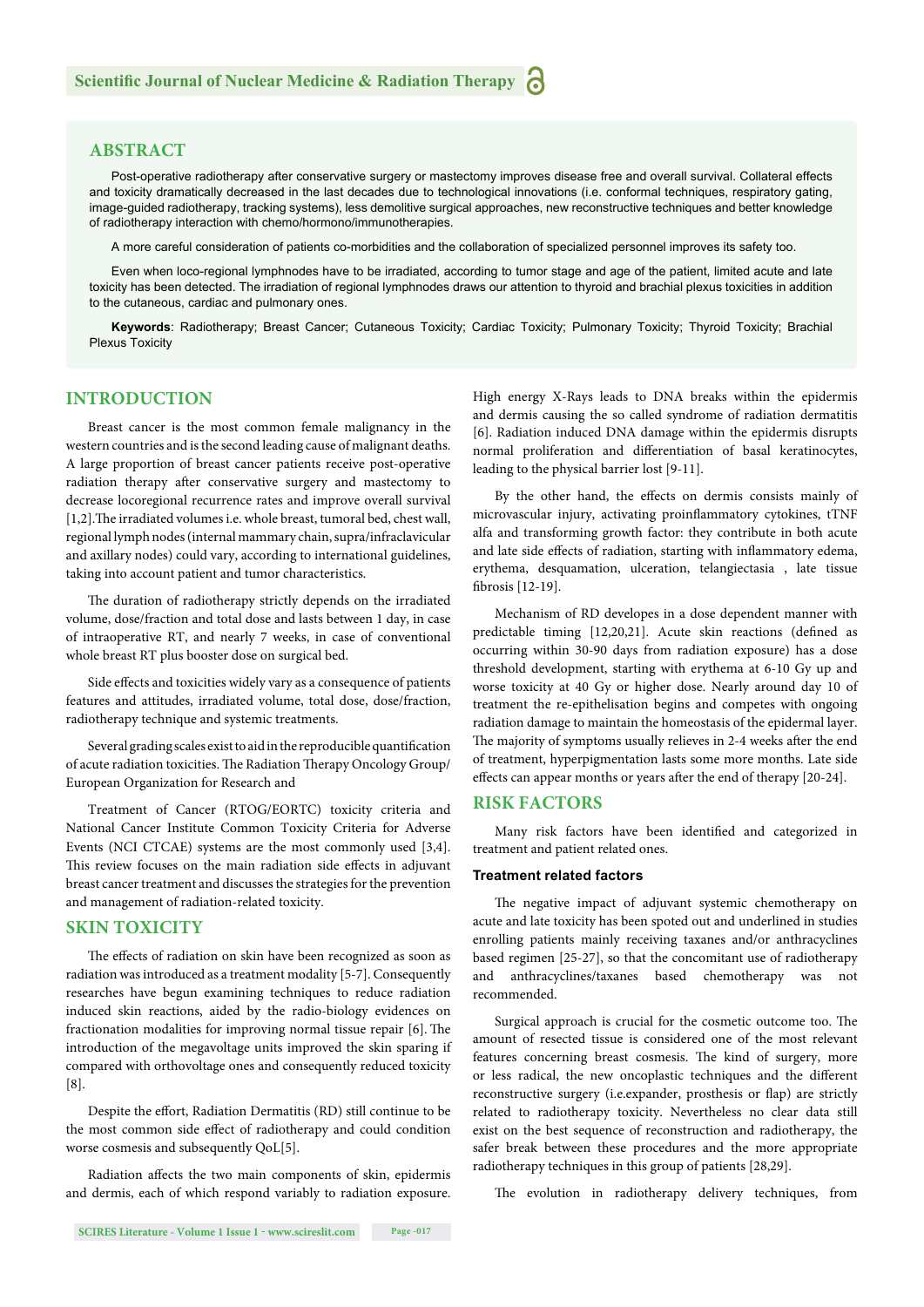## ABSTRACT

Post-operative radiotherapy after conservative surgery or mastectomy improves disease free and overall survival. Collateral effects and toxicity dramatically decreased in the last decades due to technological innovations (i.e. conformal techniques, respiratory gating, image-guided radiotherapy, tracking systems), less demolitive surgical approaches, new reconstructive techniques and better knowledge of radiotherapy interaction with chemo/hormono/immunotherapies.

A more careful consideration of patients co-morbidities and the collaboration of specialized personnel improves its safety too.

Even when loco-regional lymphnodes have to be irradiated, according to tumor stage and age of the patient, limited acute and late toxicity has been detected. The irradiation of regional lymphnodes draws our attention to thyroid and brachial plexus toxicities in addition to the cutaneous, cardiac and pulmonary ones.

**Keywords**: Radiotherapy; Breast Cancer; Cutaneous Toxicity; Cardiac Toxicity; Pulmonary Toxicity; Thyroid Toxicity; Brachial Plexus Toxicity

## INTRODUCTION

Breast cancer is the most common female malignancy in the western countries and is the second leading cause of malignant deaths. A large proportion of breast cancer patients receive post-operative radiation therapy after conservative surgery and mastectomy to decrease locoregional recurrence rates and improve overall survival [1,2].The irradiated volumes i.e. whole breast, tumoral bed, chest wall, regional lymph nodes (internal mammary chain, supra/infraclavicular and axillary nodes) could vary, according to international guidelines, taking into account patient and tumor characteristics.

The duration of radiotherapy strictly depends on the irradiated volume, dose/fraction and total dose and lasts between 1 day, in case of intraoperative RT, and nearly 7 weeks, in case of conventional whole breast RT plus booster dose on surgical bed.

Side effects and toxicities widely vary as a consequence of patients features and attitudes, irradiated volume, total dose, dose/fraction, radiotherapy technique and systemic treatments.

Several grading scales exist to aid in the reproducible quantification of acute radiation toxicities. The Radiation Therapy Oncology Group/ European Organization for Research and

Treatment of Cancer (RTOG/EORTC) toxicity criteria and National Cancer Institute Common Toxicity Criteria for Adverse Events (NCI CTCAE) systems are the most commonly used [3,4]. This review focuses on the main radiation side effects in adjuvant breast cancer treatment and discusses the strategies for the prevention and management of radiation-related toxicity.

## SKIN TOXICITY

The effects of radiation on skin have been recognized as soon as radiation was introduced as a treatment modality [5-7]. Consequently researches have begun examining techniques to reduce radiation induced skin reactions, aided by the radio-biology evidences on fractionation modalities for improving normal tissue repair [6]. The introduction of the megavoltage units improved the skin sparing if compared with orthovoltage ones and consequently reduced toxicity [8].

Despite the effort, Radiation Dermatitis (RD) still continue to be the most common side effect of radiotherapy and could condition worse cosmesis and subsequently QoL[5].

Radiation affects the two main components of skin, epidermis and dermis, each of which respond variably to radiation exposure. High energy X-Rays leads to DNA breaks within the epidermis and dermis causing the so called syndrome of radiation dermatitis [6]. Radiation induced DNA damage within the epidermis disrupts normal proliferation and differentiation of basal keratinocytes, leading to the physical barrier lost [9-11].

By the other hand, the effects on dermis consists mainly of microvascular injury, activating proinflammatory cytokines, tTNF alfa and transforming growth factor: they contribute in both acute and late side effects of radiation, starting with inflammatory edema, erythema, desquamation, ulceration, telangiectasia , late tissue fibrosis [12-19].

Mechanism of RD developes in a dose dependent manner with predictable timing [12,20,21]. Acute skin reactions (defined as occurring within 30-90 days from radiation exposure) has a dose threshold development, starting with erythema at 6-10 Gy up and worse toxicity at 40 Gy or higher dose. Nearly around day 10 of treatment the re-epithelisation begins and competes with ongoing radiation damage to maintain the homeostasis of the epidermal layer. The majority of symptoms usually relieves in 2-4 weeks after the end of treatment, hyperpigmentation lasts some more months. Late side effects can appear months or years after the end of therapy [20-24].

## RISK FACTORS

Many risk factors have been identified and categorized in treatment and patient related ones.

### Treatment related factors

The negative impact of adjuvant systemic chemotherapy on acute and late toxicity has been spoted out and underlined in studies enrolling patients mainly receiving taxanes and/or anthracyclines based regimen [25-27], so that the concomitant use of radiotherapy and anthracyclines/taxanes based chemotherapy was not recommended.

Surgical approach is crucial for the cosmetic outcome too. The amount of resected tissue is considered one of the most relevant features concerning breast cosmesis. The kind of surgery, more or less radical, the new oncoplastic techniques and the different reconstructive surgery (i.e.expander, prosthesis or flap) are strictly related to radiotherapy toxicity. Nevertheless no clear data still exist on the best sequence of reconstruction and radiotherapy, the safer break between these procedures and the more appropriate radiotherapy techniques in this group of patients [28,29].

The evolution in radiotherapy delivery techniques, from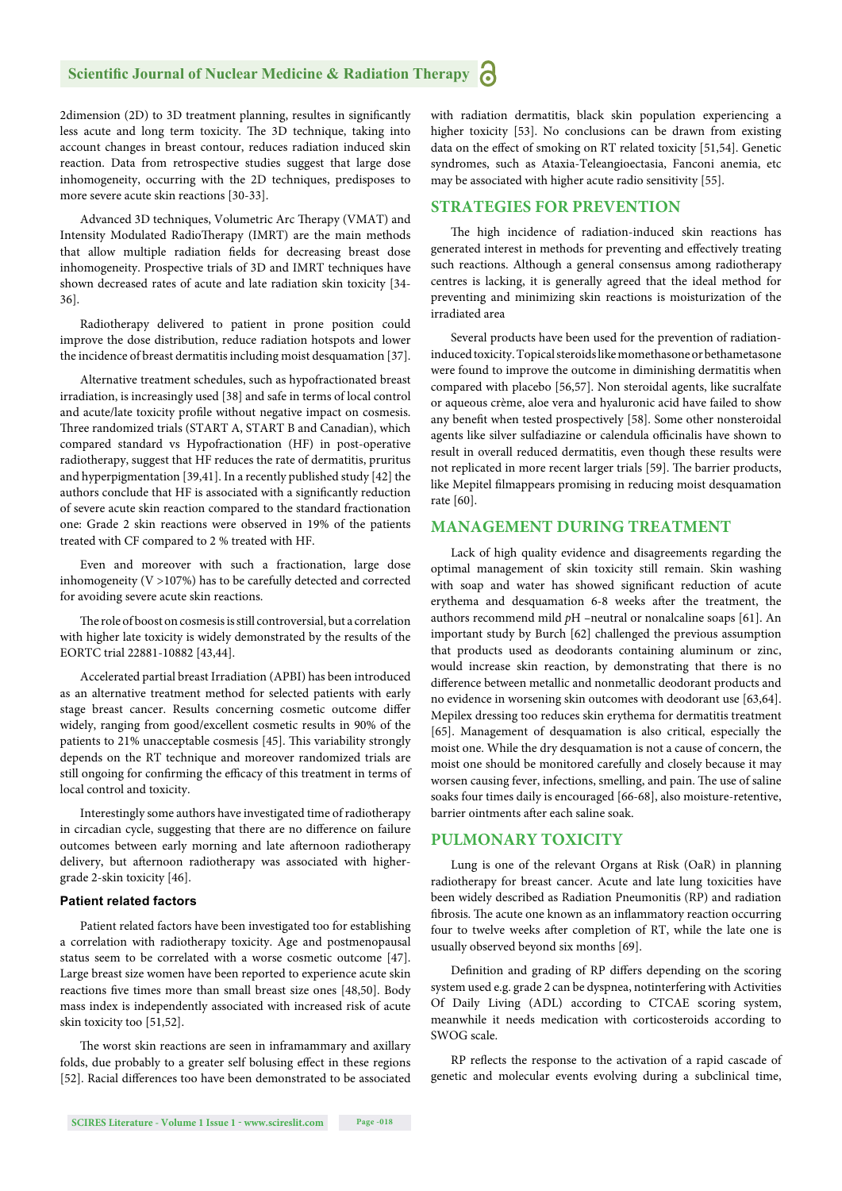2dimension (2D) to 3D treatment planning, resultes in significantly less acute and long term toxicity. The 3D technique, taking into account changes in breast contour, reduces radiation induced skin reaction. Data from retrospective studies suggest that large dose inhomogeneity, occurring with the 2D techniques, predisposes to more severe acute skin reactions [30-33].

Advanced 3D techniques, Volumetric Arc Therapy (VMAT) and Intensity Modulated RadioTherapy (IMRT) are the main methods that allow multiple radiation fields for decreasing breast dose inhomogeneity. Prospective trials of 3D and IMRT techniques have shown decreased rates of acute and late radiation skin toxicity [34-36].

Radiotherapy delivered to patient in prone position could improve the dose distribution, reduce radiation hotspots and lower the incidence of breast dermatitis including moist desquamation [37].

Alternative treatment schedules, such as hypofractionated breast irradiation, is increasingly used [38] and safe in terms of local control and acute/late toxicity profile without negative impact on cosmesis. Three randomized trials (START A, START B and Canadian), which compared standard vs Hypofractionation (HF) in post-operative radiotherapy, suggest that HF reduces the rate of dermatitis, pruritus and hyperpigmentation [39,41]. In a recently published study [42] the authors conclude that HF is associated with a significantly reduction of severe acute skin reaction compared to the standard fractionation one: Grade 2 skin reactions were observed in 19% of the patients treated with CF compared to 2 % treated with HF.

Even and moreover with such a fractionation, large dose inhomogeneity (V >107%) has to be carefully detected and corrected for avoiding severe acute skin reactions.

The role of boost on cosmesis is still controversial, but a correlation with higher late toxicity is widely demonstrated by the results of the EORTC trial 22881-10882 [43,44].

Accelerated partial breast Irradiation (APBI) has been introduced as an alternative treatment method for selected patients with early stage breast cancer. Results concerning cosmetic outcome differ widely, ranging from good/excellent cosmetic results in 90% of the patients to 21% unacceptable cosmesis [45]. This variability strongly depends on the RT technique and moreover randomized trials are still ongoing for confirming the efficacy of this treatment in terms of local control and toxicity.

Interestingly some authors have investigated time of radiotherapy in circadian cycle, suggesting that there are no difference on failure outcomes between early morning and late afternoon radiotherapy delivery, but afternoon radiotherapy was associated with higher-grade 2-skin toxicity [46].

### Patient related factors

Patient related factors have been investigated too for establishing a correlation with radiotherapy toxicity. Age and postmenopausal status seem to be correlated with a worse cosmetic outcome [47]. Large breast size women have been reported to experience acute skin reactions five times more than small breast size ones [48,50]. Body mass index is independently associated with increased risk of acute skin toxicity too [51,52].

The worst skin reactions are seen in inframammary and axillary folds, due probably to a greater self bolusing effect in these regions [52]. Racial differences too have been demonstrated to be associated with radiation dermatitis, black skin population experiencing a higher toxicity [53]. No conclusions can be drawn from existing data on the effect of smoking on RT related toxicity [51,54]. Genetic syndromes, such as Ataxia-Teleangioectasia, Fanconi anemia, etc may be associated with higher acute radio sensitivity [55].

## STRATEGIES FOR PREVENTION

The high incidence of radiation-induced skin reactions has generated interest in methods for preventing and effectively treating such reactions. Although a general consensus among radiotherapy centres is lacking, it is generally agreed that the ideal method for preventing and minimizing skin reactions is moisturization of the irradiated area

Several products have been used for the prevention of radiation-induced toxicity. Topical steroids like momethasone or bethametasone were found to improve the outcome in diminishing dermatitis when compared with placebo [56,57]. Non steroidal agents, like sucralfate or aqueous crème, aloe vera and hyaluronic acid have failed to show any benefit when tested prospectively [58]. Some other nonsteroidal agents like silver sulfadiazine or calendula officinalis have shown to result in overall reduced dermatitis, even though these results were not replicated in more recent larger trials [59]. The barrier products, like Mepitel filmappears promising in reducing moist desquamation rate [60].

## MANAGEMENT DURING TREATMENT

Lack of high quality evidence and disagreements regarding the optimal management of skin toxicity still remain. Skin washing with soap and water has showed significant reduction of acute erythema and desquamation 6-8 weeks after the treatment, the authors recommend mild *p*H –neutral or nonalcaline soaps [61]. An important study by Burch [62] challenged the previous assumption that products used as deodorants containing aluminum or zinc, would increase skin reaction, by demonstrating that there is no difference between metallic and nonmetallic deodorant products and no evidence in worsening skin outcomes with deodorant use [63,64]. Mepilex dressing too reduces skin erythema for dermatitis treatment [65]. Management of desquamation is also critical, especially the moist one. While the dry desquamation is not a cause of concern, the moist one should be monitored carefully and closely because it may worsen causing fever, infections, smelling, and pain. The use of saline soaks four times daily is encouraged [66-68], also moisture-retentive, barrier ointments after each saline soak.

## PULMONARY TOXICITY

Lung is one of the relevant Organs at Risk (OaR) in planning radiotherapy for breast cancer. Acute and late lung toxicities have been widely described as Radiation Pneumonitis (RP) and radiation fibrosis. The acute one known as an inflammatory reaction occurring four to twelve weeks after completion of RT, while the late one is usually observed beyond six months [69].

Definition and grading of RP differs depending on the scoring system used e.g. grade 2 can be dyspnea, notinterfering with Activities Of Daily Living (ADL) according to CTCAE scoring system, meanwhile it needs medication with corticosteroids according to SWOG scale.

RP reflects the response to the activation of a rapid cascade of genetic and molecular events evolving during a subclinical time,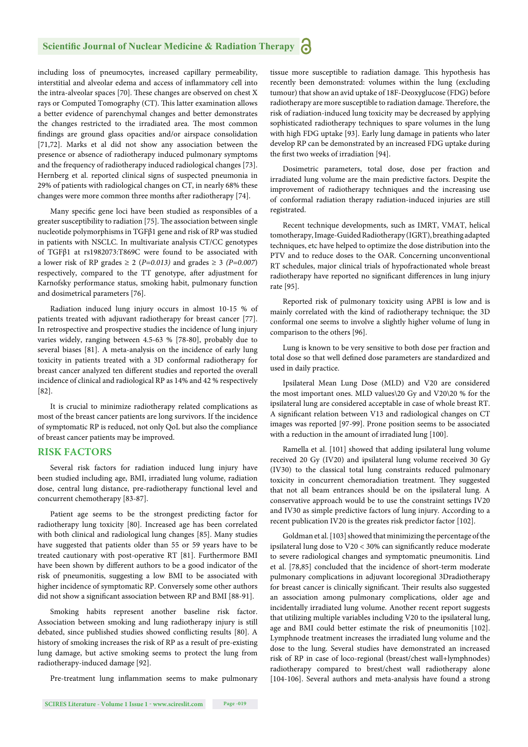including loss of pneumocytes, increased capillary permeability, interstitial and alveolar edema and access of inflammatory cell into the intra-alveolar spaces [70]. These changes are observed on chest X rays or Computed Tomography (CT). This latter examination allows a better evidence of parenchymal changes and better demonstrates the changes restricted to the irradiated area. The most common findings are ground glass opacities and/or airspace consolidation [71,72]. Marks et al did not show any association between the presence or absence of radiotherapy induced pulmonary symptoms and the frequency of radiotherapy induced radiological changes [73]. Hernberg et al. reported clinical signs of suspected pneumonia in 29% of patients with radiological changes on CT, in nearly 68% these changes were more common three months after radiotherapy [74].

Many specific gene loci have been studied as responsibles of a greater susceptibility to radiation [75]. The association between single nucleotide polymorphisms in TGFβ1 gene and risk of RP was studied in patients with NSCLC. In multivariate analysis CT/CC genotypes of TGFβ1 at rs1982073:T869C were found to be associated with a lower risk of RP grades ≥ 2 (*P=0.013*) and grades ≥ 3 *(P=0.007*) respectively, compared to the TT genotype, after adjustment for Karnofsky performance status, smoking habit, pulmonary function and dosimetrical parameters [76].

Radiation induced lung injury occurs in almost 10-15 % of patients treated with adjuvant radiotherapy for breast cancer [77]. In retrospective and prospective studies the incidence of lung injury varies widely, ranging between 4.5-63 % [78-80], probably due to several biases [81]. A meta-analysis on the incidence of early lung toxicity in patients treated with a 3D conformal radiotherapy for breast cancer analyzed ten different studies and reported the overall incidence of clinical and radiological RP as 14% and 42 % respectively [82].

It is crucial to minimize radiotherapy related complications as most of the breast cancer patients are long survivors. If the incidence of symptomatic RP is reduced, not only QoL but also the compliance of breast cancer patients may be improved.

## RISK FACTORS

Several risk factors for radiation induced lung injury have been studied including age, BMI, irradiated lung volume, radiation dose, central lung distance, pre-radiotherapy functional level and concurrent chemotherapy [83-87].

Patient age seems to be the strongest predicting factor for radiotherapy lung toxicity [80]. Increased age has been correlated with both clinical and radiological lung changes [85]. Many studies have suggested that patients older than 55 or 59 years have to be treated cautionary with post-operative RT [81]. Furthermore BMI have been shown by different authors to be a good indicator of the risk of pneumonitis, suggesting a low BMI to be associated with higher incidence of symptomatic RP. Conversely some other authors did not show a significant association between RP and BMI [88-91].

Smoking habits represent another baseline risk factor. Association between smoking and lung radiotherapy injury is still debated, since published studies showed conflicting results [80]. A history of smoking increases the risk of RP as a result of pre-existing lung damage, but active smoking seems to protect the lung from radiotherapy-induced damage [92].

Pre-treatment lung inflammation seems to make pulmonary tissue more susceptible to radiation damage. This hypothesis has recently been demonstrated: volumes within the lung (excluding tumour) that show an avid uptake of 18F-Deoxyglucose (FDG) before radiotherapy are more susceptible to radiation damage. Therefore, the risk of radiation-induced lung toxicity may be decreased by applying sophisticated radiotherapy techniques to spare volumes in the lung with high FDG uptake [93]. Early lung damage in patients who later develop RP can be demonstrated by an increased FDG uptake during the first two weeks of irradiation [94].

Dosimetric parameters, total dose, dose per fraction and irradiated lung volume are the main predictive factors. Despite the improvement of radiotherapy techniques and the increasing use of conformal radiation therapy radiation-induced injuries are still registrated.

Recent technique developments, such as IMRT, VMAT, helical tomotherapy, Image-Guided Radiotherapy (IGRT), breathing adapted techniques, etc have helped to optimize the dose distribution into the PTV and to reduce doses to the OAR. Concerning unconventional RT schedules, major clinical trials of hypofractionated whole breast radiotherapy have reported no significant differences in lung injury rate [95].

Reported risk of pulmonary toxicity using APBI is low and is mainly correlated with the kind of radiotherapy technique; the 3D conformal one seems to involve a slightly higher volume of lung in comparison to the others [96].

Lung is known to be very sensitive to both dose per fraction and total dose so that well defined dose parameters are standardized and used in daily practice.

Ipsilateral Mean Lung Dose (MLD) and V20 are considered the most important ones. MLD values\20 Gy and V20\20 % for the ipsilateral lung are considered acceptable in case of whole breast RT. A significant relation between V13 and radiological changes on CT images was reported [97-99]. Prone position seems to be associated with a reduction in the amount of irradiated lung [100].

Ramella et al. [101] showed that adding ipsilateral lung volume received 20 Gy (IV20) and ipsilateral lung volume received 30 Gy (IV30) to the classical total lung constraints reduced pulmonary toxicity in concurrent chemoradiation treatment. They suggested that not all beam entrances should be on the ipsilateral lung. A conservative approach would be to use the constraint settings IV20 and IV30 as simple predictive factors of lung injury. According to a recent publication IV20 is the greates risk predictor factor [102].

Goldman et al. [103] showed that minimizing the percentage of the ipsilateral lung dose to V20 < 30% can significantly reduce moderate to severe radiological changes and symptomatic pneumonitis. Lind et al. [78,85] concluded that the incidence of short-term moderate pulmonary complications in adjuvant locoregional 3Dradiotherapy for breast cancer is clinically significant. Their results also suggested an association among pulmonary complications, older age and incidentally irradiated lung volume. Another recent report suggests that utilizing multiple variables including V20 to the ipsilateral lung, age and BMI could better estimate the risk of pneumonitis [102]. Lymphnode treatment increases the irradiated lung volume and the dose to the lung. Several studies have demonstrated an increased risk of RP in case of loco-regional (breast/chest wall+lymphnodes) radiotherapy compared to brest/chest wall radiotherapy alone [104-106]. Several authors and meta-analysis have found a strong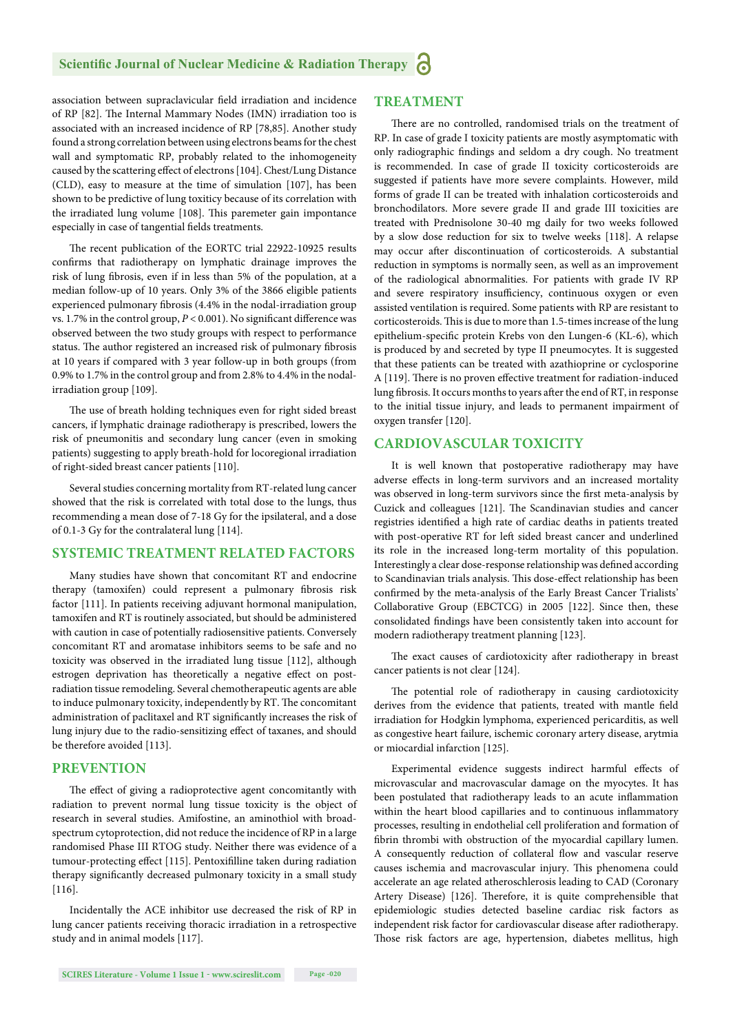association between supraclavicular field irradiation and incidence of RP [82]. The Internal Mammary Nodes (IMN) irradiation too is associated with an increased incidence of RP [78,85]. Another study found a strong correlation between using electrons beams for the chest wall and symptomatic RP, probably related to the inhomogeneity caused by the scattering effect of electrons [104]. Chest/Lung Distance (CLD), easy to measure at the time of simulation [107], has been shown to be predictive of lung toxicity because of its correlation with the irradiated lung volume [108]. This paremeter gain impontance especially in case of tangential fields treatments.

The recent publication of the EORTC trial 22922-10925 results confirms that radiotherapy on lymphatic drainage improves the risk of lung fibrosis, even if in less than 5% of the population, at a median follow-up of 10 years. Only 3% of the 3866 eligible patients experienced pulmonary fibrosis (4.4% in the nodal-irradiation group vs. 1.7% in the control group, $P < 0.001$). No significant difference was observed between the two study groups with respect to performance status. The author registered an increased risk of pulmonary fibrosis at 10 years if compared with 3 year follow-up in both groups (from 0.9% to 1.7% in the control group and from 2.8% to 4.4% in the nodal-irradiation group [109].

The use of breath holding techniques even for right sided breast cancers, if lymphatic drainage radiotherapy is prescribed, lowers the risk of pneumonitis and secondary lung cancer (even in smoking patients) suggesting to apply breath-hold for locoregional irradiation of right-sided breast cancer patients [110].

Several studies concerning mortality from RT-related lung cancer showed that the risk is correlated with total dose to the lungs, thus recommending a mean dose of 7-18 Gy for the ipsilateral, and a dose of 0.1-3 Gy for the contralateral lung [114].

## SYSTEMIC TREATMENT RELATED FACTORS

Many studies have shown that concomitant RT and endocrine therapy (tamoxifen) could represent a pulmonary fibrosis risk factor [111]. In patients receiving adjuvant hormonal manipulation, tamoxifen and RT is routinely associated, but should be administered with caution in case of potentially radiosensitive patients. Conversely concomitant RT and aromatase inhibitors seems to be safe and no toxicity was observed in the irradiated lung tissue [112], although estrogen deprivation has theoretically a negative effect on post-radiation tissue remodeling. Several chemotherapeutic agents are able to induce pulmonary toxicity, independently by RT. The concomitant administration of paclitaxel and RT significantly increases the risk of lung injury due to the radio-sensitizing effect of taxanes, and should be therefore avoided [113].

## PREVENTION

The effect of giving a radioprotective agent concomitantly with radiation to prevent normal lung tissue toxicity is the object of research in several studies. Amifostine, an aminothiol with broad-spectrum cytoprotection, did not reduce the incidence of RP in a large randomised Phase III RTOG study. Neither there was evidence of a tumour-protecting effect [115]. Pentoxifilline taken during radiation therapy significantly decreased pulmonary toxicity in a small study [116].

Incidentally the ACE inhibitor use decreased the risk of RP in lung cancer patients receiving thoracic irradiation in a retrospective study and in animal models [117].

## TREATMENT

There are no controlled, randomised trials on the treatment of RP. In case of grade I toxicity patients are mostly asymptomatic with only radiographic findings and seldom a dry cough. No treatment is recommended. In case of grade II toxicity corticosteroids are suggested if patients have more severe complaints. However, mild forms of grade II can be treated with inhalation corticosteroids and bronchodilators. More severe grade II and grade III toxicities are treated with Prednisolone 30-40 mg daily for two weeks followed by a slow dose reduction for six to twelve weeks [118]. A relapse may occur after discontinuation of corticosteroids. A substantial reduction in symptoms is normally seen, as well as an improvement of the radiological abnormalities. For patients with grade IV RP and severe respiratory insufficiency, continuous oxygen or even assisted ventilation is required. Some patients with RP are resistant to corticosteroids. This is due to more than 1.5-times increase of the lung epithelium-specific protein Krebs von den Lungen-6 (KL-6), which is produced by and secreted by type II pneumocytes. It is suggested that these patients can be treated with azathioprine or cyclosporine A [119]. There is no proven effective treatment for radiation-induced lung fibrosis. It occurs months to years after the end of RT, in response to the initial tissue injury, and leads to permanent impairment of oxygen transfer [120].

## CARDIOVASCULAR TOXICITY

It is well known that postoperative radiotherapy may have adverse effects in long-term survivors and an increased mortality was observed in long-term survivors since the first meta-analysis by Cuzick and colleagues [121]. The Scandinavian studies and cancer registries identified a high rate of cardiac deaths in patients treated with post-operative RT for left sided breast cancer and underlined its role in the increased long-term mortality of this population. Interestingly a clear dose-response relationship was defined according to Scandinavian trials analysis. This dose-effect relationship has been confirmed by the meta-analysis of the Early Breast Cancer Trialists' Collaborative Group (EBCTCG) in 2005 [122]. Since then, these consolidated findings have been consistently taken into account for modern radiotherapy treatment planning [123].

The exact causes of cardiotoxicity after radiotherapy in breast cancer patients is not clear [124].

The potential role of radiotherapy in causing cardiotoxicity derives from the evidence that patients, treated with mantle field irradiation for Hodgkin lymphoma, experienced pericarditis, as well as congestive heart failure, ischemic coronary artery disease, arytmia or miocardial infarction [125].

Experimental evidence suggests indirect harmful effects of microvascular and macrovascular damage on the myocytes. It has been postulated that radiotherapy leads to an acute inflammation within the heart blood capillaries and to continuous inflammatory processes, resulting in endothelial cell proliferation and formation of fibrin thrombi with obstruction of the myocardial capillary lumen. A consequently reduction of collateral flow and vascular reserve causes ischemia and macrovascular injury. This phenomena could accelerate an age related atheroschlerosis leading to CAD (Coronary Artery Disease) [126]. Therefore, it is quite comprehensible that epidemiologic studies detected baseline cardiac risk factors as independent risk factor for cardiovascular disease after radiotherapy. Those risk factors are age, hypertension, diabetes mellitus, high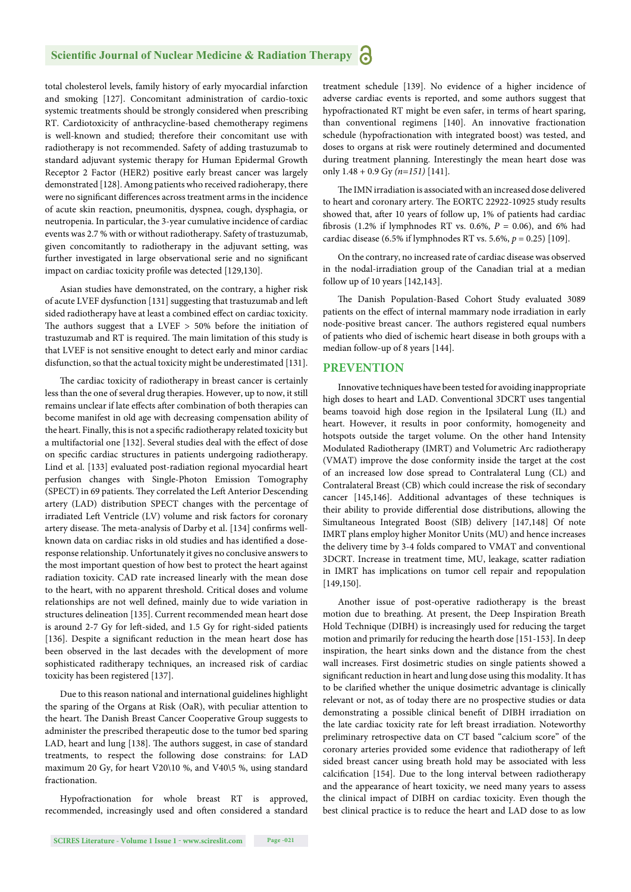total cholesterol levels, family history of early myocardial infarction and smoking [127]. Concomitant administration of cardio-toxic systemic treatments should be strongly considered when prescribing RT. Cardiotoxicity of anthracycline-based chemotherapy regimens is well-known and studied; therefore their concomitant use with radiotherapy is not recommended. Safety of adding trastuzumab to standard adjuvant systemic therapy for Human Epidermal Growth Receptor 2 Factor (HER2) positive early breast cancer was largely demonstrated [128]. Among patients who received radioherapy, there were no significant differences across treatment arms in the incidence of acute skin reaction, pneumonitis, dyspnea, cough, dysphagia, or neutropenia. In particular, the 3-year cumulative incidence of cardiac events was 2.7 % with or without radiotherapy. Safety of trastuzumab, given concomitantly to radiotherapy in the adjuvant setting, was further investigated in large observational serie and no significant impact on cardiac toxicity profile was detected [129,130].

Asian studies have demonstrated, on the contrary, a higher risk of acute LVEF dysfunction [131] suggesting that trastuzumab and left sided radiotherapy have at least a combined effect on cardiac toxicity. The authors suggest that a LVEF > 50% before the initiation of trastuzumab and RT is required. The main limitation of this study is that LVEF is not sensitive enought to detect early and minor cardiac disfunction, so that the actual toxicity might be underestimated [131].

The cardiac toxicity of radiotherapy in breast cancer is certainly less than the one of several drug therapies. However, up to now, it still remains unclear if late effects after combination of both therapies can become manifest in old age with decreasing compensation ability of the heart. Finally, this is not a specific radiotherapy related toxicity but a multifactorial one [132]. Several studies deal with the effect of dose on specific cardiac structures in patients undergoing radiotherapy. Lind et al. [133] evaluated post-radiation regional myocardial heart perfusion changes with Single-Photon Emission Tomography (SPECT) in 69 patients. They correlated the Left Anterior Descending artery (LAD) distribution SPECT changes with the percentage of irradiated Left Ventricle (LV) volume and risk factors for coronary artery disease. The meta-analysis of Darby et al. [134] confirms well-known data on cardiac risks in old studies and has identified a dose-response relationship. Unfortunately it gives no conclusive answers to the most important question of how best to protect the heart against radiation toxicity. CAD rate increased linearly with the mean dose to the heart, with no apparent threshold. Critical doses and volume relationships are not well defined, mainly due to wide variation in structures delineation [135]. Current recommended mean heart dose is around 2-7 Gy for left-sided, and 1.5 Gy for right-sided patients [136]. Despite a significant reduction in the mean heart dose has been observed in the last decades with the development of more sophisticated raditherapy techniques, an increased risk of cardiac toxicity has been registered [137].

Due to this reason national and international guidelines highlight the sparing of the Organs at Risk (OaR), with peculiar attention to the heart. The Danish Breast Cancer Cooperative Group suggests to administer the prescribed therapeutic dose to the tumor bed sparing LAD, heart and lung [138]. The authors suggest, in case of standard treatments, to respect the following dose constrains: for LAD maximum 20 Gy, for heart V20\10 %, and V40\5 %, using standard fractionation.

Hypofractionation for whole breast RT is approved, recommended, increasingly used and often considered a standard treatment schedule [139]. No evidence of a higher incidence of adverse cardiac events is reported, and some authors suggest that hypofractionated RT might be even safer, in terms of heart sparing, than conventional regimens [140]. An innovative fractionation schedule (hypofractionation with integrated boost) was tested, and doses to organs at risk were routinely determined and documented during treatment planning. Interestingly the mean heart dose was only 1.48 + 0.9 Gy *(n=151)* [141].

The IMN irradiation is associated with an increased dose delivered to heart and coronary artery. The EORTC 22922-10925 study results showed that, after 10 years of follow up, 1% of patients had cardiac fibrosis (1.2% if lymphnodes RT vs. 0.6%, $P = 0.06$), and 6% had cardiac disease (6.5% if lymphnodes RT vs. 5.6%, $p = 0.25$) [109].

On the contrary, no increased rate of cardiac disease was observed in the nodal-irradiation group of the Canadian trial at a median follow up of 10 years [142,143].

The Danish Population-Based Cohort Study evaluated 3089 patients on the effect of internal mammary node irradiation in early node-positive breast cancer. The authors registered equal numbers of patients who died of ischemic heart disease in both groups with a median follow-up of 8 years [144].

## PREVENTION

Innovative techniques have been tested for avoiding inappropriate high doses to heart and LAD. Conventional 3DCRT uses tangential beams toavoid high dose region in the Ipsilateral Lung (IL) and heart. However, it results in poor conformity, homogeneity and hotspots outside the target volume. On the other hand Intensity Modulated Radiotherapy (IMRT) and Volumetric Arc radiotherapy (VMAT) improve the dose conformity inside the target at the cost of an increased low dose spread to Contralateral Lung (CL) and Contralateral Breast (CB) which could increase the risk of secondary cancer [145,146]. Additional advantages of these techniques is their ability to provide differential dose distributions, allowing the Simultaneous Integrated Boost (SIB) delivery [147,148] Of note IMRT plans employ higher Monitor Units (MU) and hence increases the delivery time by 3-4 folds compared to VMAT and conventional 3DCRT. Increase in treatment time, MU, leakage, scatter radiation in IMRT has implications on tumor cell repair and repopulation [149,150].

Another issue of post-operative radiotherapy is the breast motion due to breathing. At present, the Deep Inspiration Breath Hold Technique (DIBH) is increasingly used for reducing the target motion and primarily for reducing the hearth dose [151-153]. In deep inspiration, the heart sinks down and the distance from the chest wall increases. First dosimetric studies on single patients showed a significant reduction in heart and lung dose using this modality. It has to be clarified whether the unique dosimetric advantage is clinically relevant or not, as of today there are no prospective studies or data demonstrating a possible clinical benefit of DIBH irradiation on the late cardiac toxicity rate for left breast irradiation. Noteworthy preliminary retrospective data on CT based "calcium score" of the coronary arteries provided some evidence that radiotherapy of left sided breast cancer using breath hold may be associated with less calcification [154]. Due to the long interval between radiotherapy and the appearance of heart toxicity, we need many years to assess the clinical impact of DIBH on cardiac toxicity. Even though the best clinical practice is to reduce the heart and LAD dose to as low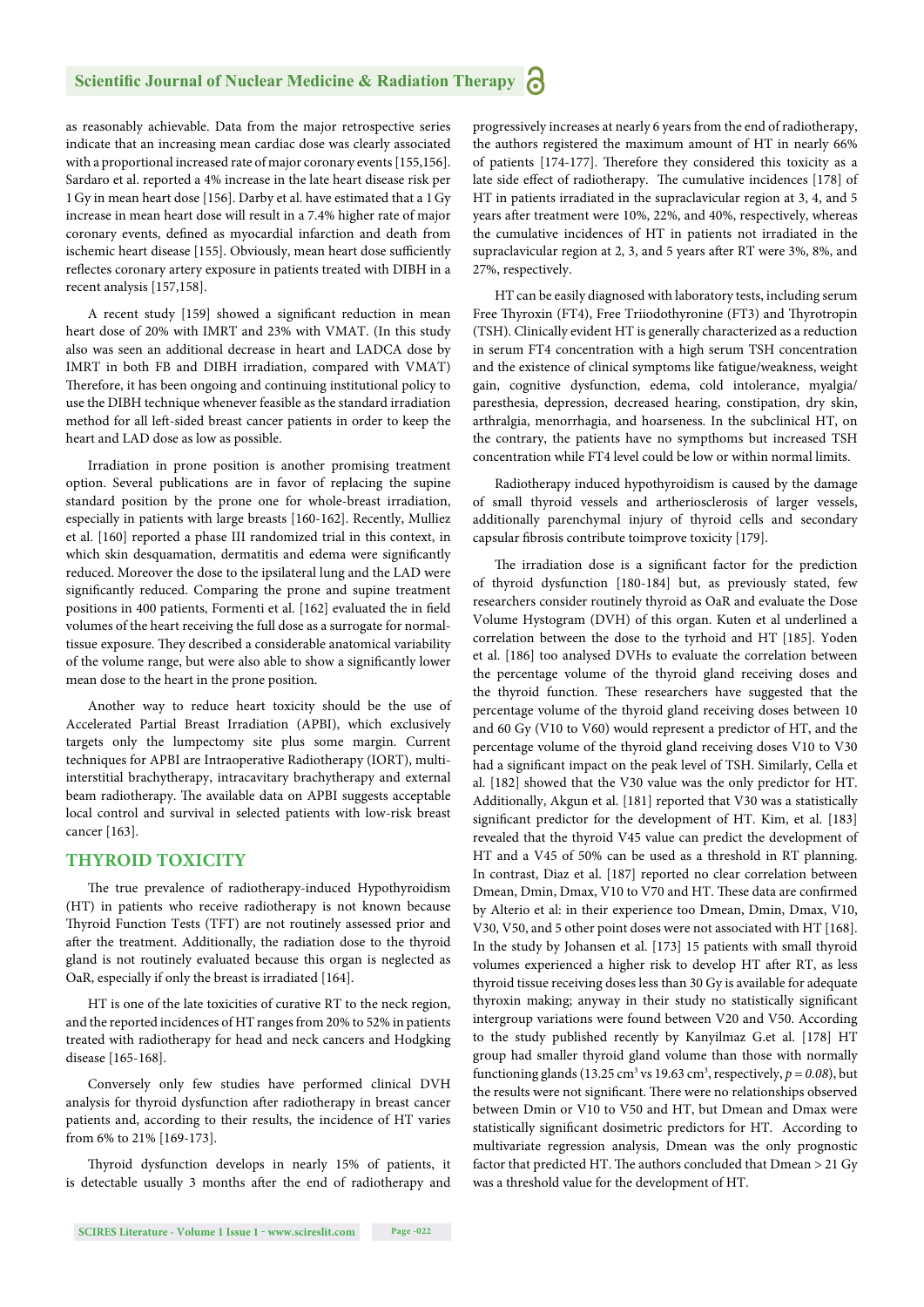as reasonably achievable. Data from the major retrospective series indicate that an increasing mean cardiac dose was clearly associated with a proportional increased rate of major coronary events [155,156]. Sardaro et al. reported a 4% increase in the late heart disease risk per 1 Gy in mean heart dose [156]. Darby et al. have estimated that a 1 Gy increase in mean heart dose will result in a 7.4% higher rate of major coronary events, defined as myocardial infarction and death from ischemic heart disease [155]. Obviously, mean heart dose sufficiently reflectes coronary artery exposure in patients treated with DIBH in a recent analysis [157,158].

A recent study [159] showed a significant reduction in mean heart dose of 20% with IMRT and 23% with VMAT. (In this study also was seen an additional decrease in heart and LADCA dose by IMRT in both FB and DIBH irradiation, compared with VMAT) Therefore, it has been ongoing and continuing institutional policy to use the DIBH technique whenever feasible as the standard irradiation method for all left-sided breast cancer patients in order to keep the heart and LAD dose as low as possible.

Irradiation in prone position is another promising treatment option. Several publications are in favor of replacing the supine standard position by the prone one for whole-breast irradiation, especially in patients with large breasts [160-162]. Recently, Mulliez et al. [160] reported a phase III randomized trial in this context, in which skin desquamation, dermatitis and edema were significantly reduced. Moreover the dose to the ipsilateral lung and the LAD were significantly reduced. Comparing the prone and supine treatment positions in 400 patients, Formenti et al. [162] evaluated the in field volumes of the heart receiving the full dose as a surrogate for normal-tissue exposure. They described a considerable anatomical variability of the volume range, but were also able to show a significantly lower mean dose to the heart in the prone position.

Another way to reduce heart toxicity should be the use of Accelerated Partial Breast Irradiation (APBI), which exclusively targets only the lumpectomy site plus some margin. Current techniques for APBI are Intraoperative Radiotherapy (IORT), multi-interstitial brachytherapy, intracavitary brachytherapy and external beam radiotherapy. The available data on APBI suggests acceptable local control and survival in selected patients with low-risk breast cancer [163].

## THYROID TOXICITY

The true prevalence of radiotherapy-induced Hypothyroidism (HT) in patients who receive radiotherapy is not known because Thyroid Function Tests (TFT) are not routinely assessed prior and after the treatment. Additionally, the radiation dose to the thyroid gland is not routinely evaluated because this organ is neglected as OaR, especially if only the breast is irradiated [164].

HT is one of the late toxicities of curative RT to the neck region, and the reported incidences of HT ranges from 20% to 52% in patients treated with radiotherapy for head and neck cancers and Hodgking disease [165-168].

Conversely only few studies have performed clinical DVH analysis for thyroid dysfunction after radiotherapy in breast cancer patients and, according to their results, the incidence of HT varies from 6% to 21% [169-173].

Thyroid dysfunction develops in nearly 15% of patients, it is detectable usually 3 months after the end of radiotherapy and progressively increases at nearly 6 years from the end of radiotherapy, the authors registered the maximum amount of HT in nearly 66% of patients [174-177]. Therefore they considered this toxicity as a late side effect of radiotherapy. The cumulative incidences [178] of HT in patients irradiated in the supraclavicular region at 3, 4, and 5 years after treatment were 10%, 22%, and 40%, respectively, whereas the cumulative incidences of HT in patients not irradiated in the supraclavicular region at 2, 3, and 5 years after RT were 3%, 8%, and 27%, respectively.

HT can be easily diagnosed with laboratory tests, including serum Free Thyroxin (FT4), Free Triiodothyronine (FT3) and Thyrotropin (TSH). Clinically evident HT is generally characterized as a reduction in serum FT4 concentration with a high serum TSH concentration and the existence of clinical symptoms like fatigue/weakness, weight gain, cognitive dysfunction, edema, cold intolerance, myalgia/paresthesia, depression, decreased hearing, constipation, dry skin, arthralgia, menorrhagia, and hoarseness. In the subclinical HT, on the contrary, the patients have no sympthoms but increased TSH concentration while FT4 level could be low or within normal limits.

Radiotherapy induced hypothyroidism is caused by the damage of small thyroid vessels and artheriosclerosis of larger vessels, additionally parenchymal injury of thyroid cells and secondary capsular fibrosis contribute toimprove toxicity [179].

The irradiation dose is a significant factor for the prediction of thyroid dysfunction [180-184] but, as previously stated, few researchers consider routinely thyroid as OaR and evaluate the Dose Volume Histogram (DVH) of this organ. Kuten et al underlined a correlation between the dose to the tyrhoid and HT [185]. Yoden et al. [186] too analysed DVHs to evaluate the correlation between the percentage volume of the thyroid gland receiving doses and the thyroid function. These researchers have suggested that the percentage volume of the thyroid gland receiving doses between 10 and 60 Gy (V10 to V60) would represent a predictor of HT, and the percentage volume of the thyroid gland receiving doses V10 to V30 had a significant impact on the peak level of TSH. Similarly, Cella et al. [182] showed that the V30 value was the only predictor for HT. Additionally, Akgun et al. [181] reported that V30 was a statistically significant predictor for the development of HT. Kim, et al. [183] revealed that the thyroid V45 value can predict the development of HT and a V45 of 50% can be used as a threshold in RT planning. In contrast, Diaz et al. [187] reported no clear correlation between Dmean, Dmin, Dmax, V10 to V70 and HT. These data are confirmed by Alterio et al: in their experience too Dmean, Dmin, Dmax, V10, V30, V50, and 5 other point doses were not associated with HT [168]. In the study by Johansen et al. [173] 15 patients with small thyroid volumes experienced a higher risk to develop HT after RT, as less thyroid tissue receiving doses less than 30 Gy is available for adequate thyroxin making; anyway in their study no statistically significant intergroup variations were found between V20 and V50. According to the study published recently by Kanyilmaz G.et al. [178] HT group had smaller thyroid gland volume than those with normally functioning glands (13.25 $cm^3$ vs 19.63 $cm^3$, respectively, $p = 0.08$), but the results were not significant. There were no relationships observed between Dmin or V10 to V50 and HT, but Dmean and Dmax were statistically significant dosimetric predictors for HT. According to multivariate regression analysis, Dmean was the only prognostic factor that predicted HT. The authors concluded that Dmean > 21 Gy was a threshold value for the development of HT.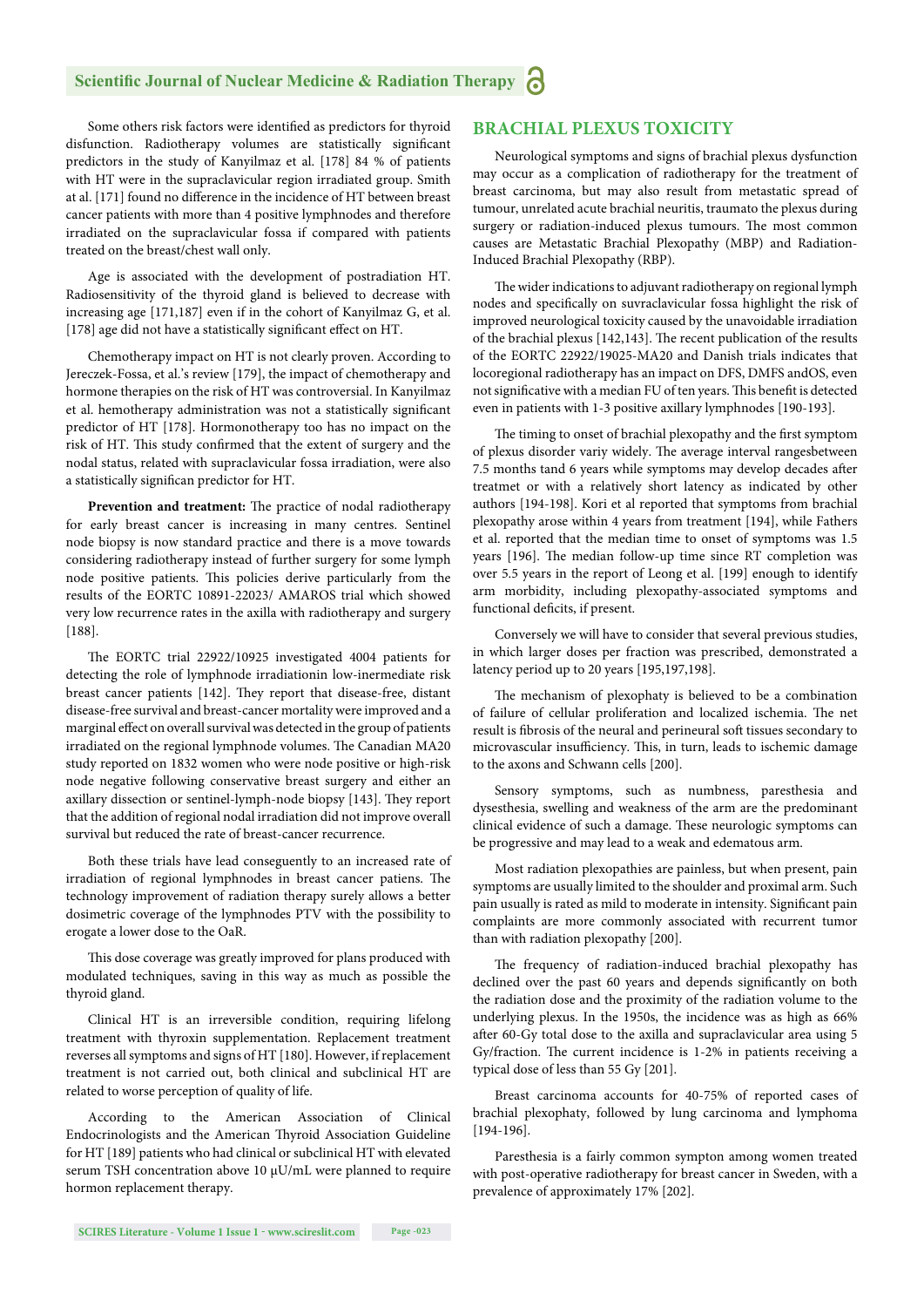Some others risk factors were identified as predictors for thyroid disfunction. Radiotherapy volumes are statistically significant predictors in the study of Kanyilmaz et al. [178] 84 % of patients with HT were in the supraclavicular region irradiated group. Smith at al. [171] found no difference in the incidence of HT between breast cancer patients with more than 4 positive lymphnodes and therefore irradiated on the supraclavicular fossa if compared with patients treated on the breast/chest wall only.

Age is associated with the development of postradiation HT. Radiosensitivity of the thyroid gland is believed to decrease with increasing age [171,187] even if in the cohort of Kanyilmaz G, et al. [178] age did not have a statistically significant effect on HT.

Chemotherapy impact on HT is not clearly proven. According to Jereczek-Fossa, et al.'s review [179], the impact of chemotherapy and hormone therapies on the risk of HT was controversial. In Kanyilmaz et al. hemotherapy administration was not a statistically significant predictor of HT [178]. Hormonotherapy too has no impact on the risk of HT. This study confirmed that the extent of surgery and the nodal status, related with supraclavicular fossa irradiation, were also a statistically significan predictor for HT.

**Prevention and treatment:** The practice of nodal radiotherapy for early breast cancer is increasing in many centres. Sentinel node biopsy is now standard practice and there is a move towards considering radiotherapy instead of further surgery for some lymph node positive patients. This policies derive particularly from the results of the EORTC 10891-22023/ AMAROS trial which showed very low recurrence rates in the axilla with radiotherapy and surgery [188].

The EORTC trial 22922/10925 investigated 4004 patients for detecting the role of lymphnode irradiationin low-inermediate risk breast cancer patients [142]. They report that disease-free, distant disease-free survival and breast-cancer mortality were improved and a marginal effect on overall survival was detected in the group of patients irradiated on the regional lymphnode volumes. The Canadian MA20 study reported on 1832 women who were node positive or high-risk node negative following conservative breast surgery and either an axillary dissection or sentinel-lymph-node biopsy [143]. They report that the addition of regional nodal irradiation did not improve overall survival but reduced the rate of breast-cancer recurrence.

Both these trials have lead conseguently to an increased rate of irradiation of regional lymphnodes in breast cancer patiens. The technology improvement of radiation therapy surely allows a better dosimetric coverage of the lymphnodes PTV with the possibility to erogate a lower dose to the OaR.

This dose coverage was greatly improved for plans produced with modulated techniques, saving in this way as much as possible the thyroid gland.

Clinical HT is an irreversible condition, requiring lifelong treatment with thyroxin supplementation. Replacement treatment reverses all symptoms and signs of HT [180]. However, if replacement treatment is not carried out, both clinical and subclinical HT are related to worse perception of quality of life.

According to the American Association of Clinical Endocrinologists and the American Thyroid Association Guideline for HT [189] patients who had clinical or subclinical HT with elevated serum TSH concentration above 10 μU/mL were planned to require hormon replacement therapy.

## BRACHIAL PLEXUS TOXICITY

Neurological symptoms and signs of brachial plexus dysfunction may occur as a complication of radiotherapy for the treatment of breast carcinoma, but may also result from metastatic spread of tumour, unrelated acute brachial neuritis, traumato the plexus during surgery or radiation-induced plexus tumours. The most common causes are Metastatic Brachial Plexopathy (MBP) and Radiation-Induced Brachial Plexopathy (RBP).

The wider indications to adjuvant radiotherapy on regional lymph nodes and specifically on suvraclavicular fossa highlight the risk of improved neurological toxicity caused by the unavoidable irradiation of the brachial plexus [142,143]. The recent publication of the results of the EORTC 22922/19025-MA20 and Danish trials indicates that locoregional radiotherapy has an impact on DFS, DMFS andOS, even not significative with a median FU of ten years. This benefit is detected even in patients with 1-3 positive axillary lymphnodes [190-193].

The timing to onset of brachial plexopathy and the first symptom of plexus disorder variy widely. The average interval rangesbetween 7.5 months tand 6 years while symptoms may develop decades after treatmet or with a relatively short latency as indicated by other authors [194-198]. Kori et al reported that symptoms from brachial plexopathy arose within 4 years from treatment [194], while Fathers et al. reported that the median time to onset of symptoms was 1.5 years [196]. The median follow-up time since RT completion was over 5.5 years in the report of Leong et al. [199] enough to identify arm morbidity, including plexopathy-associated symptoms and functional deficits, if present.

Conversely we will have to consider that several previous studies, in which larger doses per fraction was prescribed, demonstrated a latency period up to 20 years [195,197,198].

The mechanism of plexophaty is believed to be a combination of failure of cellular proliferation and localized ischemia. The net result is fibrosis of the neural and perineural soft tissues secondary to microvascular insufficiency. This, in turn, leads to ischemic damage to the axons and Schwann cells [200].

Sensory symptoms, such as numbness, paresthesia and dysesthesia, swelling and weakness of the arm are the predominant clinical evidence of such a damage. These neurologic symptoms can be progressive and may lead to a weak and edematous arm.

Most radiation plexopathies are painless, but when present, pain symptoms are usually limited to the shoulder and proximal arm. Such pain usually is rated as mild to moderate in intensity. Significant pain complaints are more commonly associated with recurrent tumor than with radiation plexopathy [200].

The frequency of radiation-induced brachial plexopathy has declined over the past 60 years and depends significantly on both the radiation dose and the proximity of the radiation volume to the underlying plexus. In the 1950s, the incidence was as high as 66% after 60-Gy total dose to the axilla and supraclavicular area using 5 Gy/fraction. The current incidence is 1-2% in patients receiving a typical dose of less than 55 Gy [201].

Breast carcinoma accounts for 40-75% of reported cases of brachial plexophaty, followed by lung carcinoma and lymphoma [194-196].

Paresthesia is a fairly common sympton among women treated with post-operative radiotherapy for breast cancer in Sweden, with a prevalence of approximately 17% [202].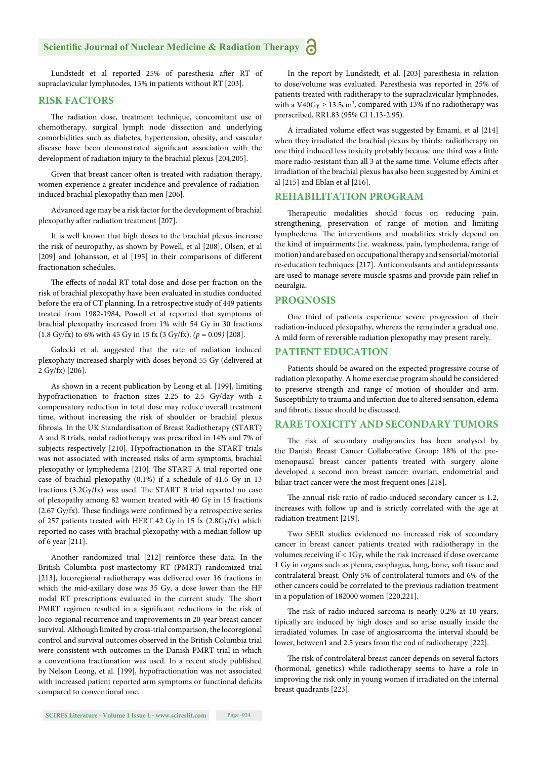Lundstedt et al reported 25% of paresthesia after RT of supraclavicular lymphnodes, 13% in patients without RT [203].

## RISK FACTORS

The radiation dose, treatment technique, concomitant use of chemotherapy, surgical lymph node dissection and underlying comorbidities such as diabetes, hypertension, obesity, and vascular disease have been demonstrated significant association with the development of radiation injury to the brachial plexus [204,205].

Given that breast cancer often is treated with radiation therapy, women experience a greater incidence and prevalence of radiation-induced brachial plexopathy than men [206].

Advanced age may be a risk factor for the development of brachial plexopathy after radiation treatment [207].

It is well known that high doses to the brachial plexus increase the risk of neuropathy, as shown by Powell, et al [208], Olsen, et al [209] and Johansson, et al [195] in their comparisons of different fractionation schedules.

The effects of nodal RT total dose and dose per fraction on the risk of brachial plexopathy have been evaluated in studies conducted before the era of CT planning. In a retrospective study of 449 patients treated from 1982-1984, Powell et al reported that symptoms of brachial plexopathy increased from 1% with 54 Gy in 30 fractions (1.8 Gy/fx) to 6% with 45 Gy in 15 fx (3 Gy/fx). *(p = 0.09)* [208].

Galecki et al. suggested that the rate of radiation induced plexophaty increased sharply with doses beyond 55 Gy (delivered at 2 Gy/fx) [206].

As shown in a recent publication by Leong et al. [199], limiting hypofractionation to fraction sizes 2.25 to 2.5 Gy/day with a compensatory reduction in total dose may reduce overall treatment time, without increasing the risk of shoulder or brachial plexus fibrosis. In the UK Standardisation of Breast Radiotherapy (START) A and B trials, nodal radiotherapy was prescribed in 14% and 7% of subjects respectively [210]. Hypofractionation in the START trials was not associated with increased risks of arm symptoms, brachial plexopathy or lymphedema [210]. The START A trial reported one case of brachial plexopathy (0.1%) if a schedule of 41.6 Gy in 13 fractions (3.2Gy/fx) was used. The START B trial reported no case of plexopathy among 82 women treated with 40 Gy in 15 fractions (2.67 Gy/fx). These findings were confirmed by a retrospective series of 257 patients treated with HFRT 42 Gy in 15 fx (2.8Gy/fx) which reported no cases with brachial plexopathy with a median follow-up of 6 year [211].

Another randomized trial [212] reinforce these data. In the British Columbia post-mastectomy RT (PMRT) randomized trial [213], locoregional radiotherapy was delivered over 16 fractions in which the mid-axillary dose was 35 Gy, a dose lower than the HF nodal RT prescriptions evaluated in the current study. The short PMRT regimen resulted in a significant reductions in the risk of loco-regional recurrence and improvements in 20-year breast cancer survival. Although limited by cross-trial comparison, the locoregional control and survival outcomes observed in the British Columbia trial were consistent with outcomes in the Danish PMRT trial in which a conventiona fractionation was used. In a recent study published by Nelson Leong, et al. [199], hypofractionation was not associated with increased patient reported arm symptoms or functional deficits compared to conventional one.

In the report by Lundstedt, et al. [203] paresthesia in relation to dose/volume was evaluated. Paresthesia was reported in 25% of patients treated with raditherapy to the supraclavicular lymphnodes, with a V40Gy ≥ 13.5cm$^3$, compared with 13% if no radiotherapy was prescribed, RR1.83 (95% CI 1.13-2.95).

A irradiated volume effect was suggested by Emami, et al [214] when they irradiated the brachial plexus by thirds: radiotherapy on one third induced less toxicity probably because one third was a little more radio-resistant than all 3 at the same time. Volume effects after irradiation of the brachial plexus has also been suggested by Amini et al [215] and Eblan et al [216].

## REHABILITATION PROGRAM

Therapeutic modalities should focus on reducing pain, strengthening, preservation of range of motion and limiting lymphedema. The interventions and modalities stricly depend on the kind of impairments (i.e. weakness, pain, lymphedema, range of motion) and are based on occupational therapy and sensorial/motorial re-education techniques [217]. Anticonvulsants and antidepressants are used to manage severe muscle spasms and provide pain relief in neuralgia.

## PROGNOSIS

One third of patients experience severe progression of their radiation-induced plexopathy, whereas the remainder a gradual one. A mild form of reversible radiation plexopathy may present rarely.

## PATIENT EDUCATION

Patients should be awared on the expected progressive course of radiation plexopathy. A home exercise program should be considered to preserve strength and range of motion of shoulder and arm. Susceptibility to trauma and infection due to altered sensation, edema and fibrotic tissue should be discussed.

## RARE TOXICITY AND SECONDARY TUMORS

The risk of secondary malignancies has been analysed by the Danish Breast Cancer Collaborative Group: 18% of the pre-menopausal breast cancer patients treated with surgery alone developed a second non breast cancer: ovarian, endometrial and biliar tract cancer were the most frequent ones [218].

The annual risk ratio of radio-induced secondary cancer is 1.2, increases with follow up and is strictly correlated with the age at radiation treatment [219].

Two SEER studies evidenced no increased risk of secondary cancer in breast cancer patients treated with radiotherapy in the volumes receiving if < 1Gy, while the risk increased if dose overcame 1 Gy in organs such as pleura, esophagus, lung, bone, soft tissue and contralateral breast. Only 5% of controlateral tumors and 6% of the other cancers could be correlated to the previous radiation treatment in a population of 182000 women [220,221].

The risk of radio-induced sarcoma is nearly 0.2% at 10 years, tipically are induced by high doses and so arise usually inside the irradiated volumes. In case of angiosarcoma the interval should be lower, between1 and 2.5 years from the end of radiotherapy [222].

The risk of controlateral breast cancer depends on several factors (hormonal, genetics) while radiotherapy seems to have a role in improving the risk only in young women if irradiated on the internal breast quadrants [223].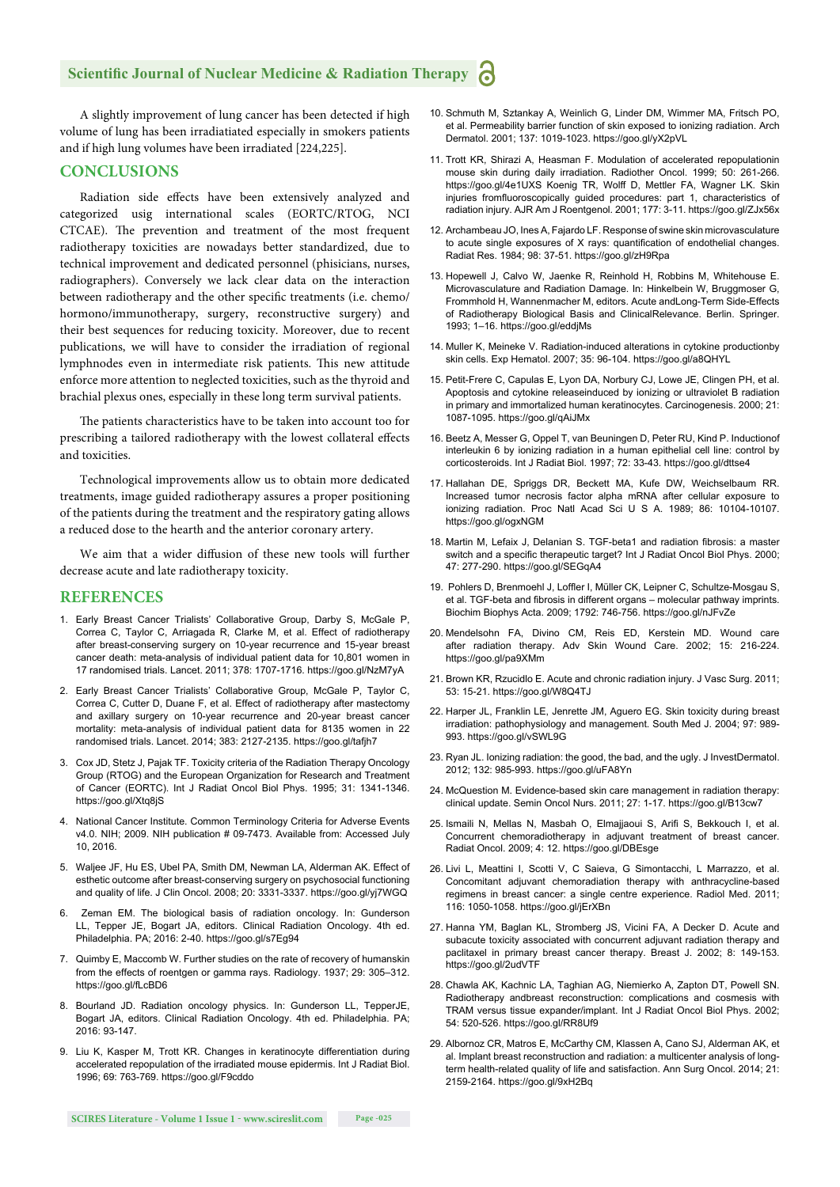A slightly improvement of lung cancer has been detected if high volume of lung has been irradiatiated especially in smokers patients and if high lung volumes have been irradiated [224,225].

## CONCLUSIONS

Radiation side effects have been extensively analyzed and categorized usig international scales (EORTC/RTOG, NCI CTCAE). The prevention and treatment of the most frequent radiotherapy toxicities are nowadays better standardized, due to technical improvement and dedicated personnel (phisicians, nurses, radiographers). Conversely we lack clear data on the interaction between radiotherapy and the other specific treatments (i.e. chemo/hormono/immunotherapy, surgery, reconstructive surgery) and their best sequences for reducing toxicity. Moreover, due to recent publications, we will have to consider the irradiation of regional lymphnodes even in intermediate risk patients. This new attitude enforce more attention to neglected toxicities, such as the thyroid and brachial plexus ones, especially in these long term survival patients.

The patients characteristics have to be taken into account too for prescribing a tailored radiotherapy with the lowest collateral effects and toxicities.

Technological improvements allow us to obtain more dedicated treatments, image guided radiotherapy assures a proper positioning of the patients during the treatment and the respiratory gating allows a reduced dose to the hearth and the anterior coronary artery.

We aim that a wider diffusion of these new tools will further decrease acute and late radiotherapy toxicity.

## REFERENCES

1. Early Breast Cancer Trialists' Collaborative Group, Darby S, McGale P, Correa C, Taylor C, Arriagada R, Clarke M, et al. Effect of radiotherapy after breast-conserving surgery on 10-year recurrence and 15-year breast cancer death: meta-analysis of individual patient data for 10,801 women in 17 randomised trials. Lancet. 2011; 378: 1707-1716. https://goo.gl/NzM7yA
2. Early Breast Cancer Trialists' Collaborative Group, McGale P, Taylor C, Correa C, Cutter D, Duane F, et al. Effect of radiotherapy after mastectomy and axillary surgery on 10-year recurrence and 20-year breast cancer mortality: meta-analysis of individual patient data for 8135 women in 22 randomised trials. Lancet. 2014; 383: 2127-2135. https://goo.gl/tafjh7
3. Cox JD, Stetz J, Pajak TF. Toxicity criteria of the Radiation Therapy Oncology Group (RTOG) and the European Organization for Research and Treatment of Cancer (EORTC). Int J Radiat Oncol Biol Phys. 1995; 31: 1341-1346. https://goo.gl/Xtq8jS
4. National Cancer Institute. Common Terminology Criteria for Adverse Events v4.0. NIH; 2009. NIH publication # 09-7473. Available from: Accessed July 10, 2016.
5. Waljee JF, Hu ES, Ubel PA, Smith DM, Newman LA, Alderman AK. Effect of esthetic outcome after breast-conserving surgery on psychosocial functioning and quality of life. J Clin Oncol. 2008; 20: 3331-3337. https://goo.gl/yj7WGQ
6. Zeman EM. The biological basis of radiation oncology. In: Gunderson LL, Tepper JE, Bogart JA, editors. Clinical Radiation Oncology. 4th ed. Philadelphia. PA; 2016: 2-40. https://goo.gl/s7Eg94
7. Quimby E, Maccomb W. Further studies on the rate of recovery of humanskin from the effects of roentgen or gamma rays. Radiology. 1937; 29: 305–312. https://goo.gl/fLcBD6
8. Bourland JD. Radiation oncology physics. In: Gunderson LL, TepperJE, Bogart JA, editors. Clinical Radiation Oncology. 4th ed. Philadelphia. PA; 2016: 93-147.
9. Liu K, Kasper M, Trott KR. Changes in keratinocyte differentiation during accelerated repopulation of the irradiated mouse epidermis. Int J Radiat Biol. 1996; 69: 763-769. https://goo.gl/F9cddo
10. Schmuth M, Sztankay A, Weinlich G, Linder DM, Wimmer MA, Fritsch PO, et al. Permeability barrier function of skin exposed to ionizing radiation. Arch Dermatol. 2001; 137: 1019-1023. https://goo.gl/yX2pVL
11. Trott KR, Shirazi A, Heasman F. Modulation of accelerated repopulationin mouse skin during daily irradiation. Radiother Oncol. 1999; 50: 261-266. https://goo.gl/4e1UXS Koenig TR, Wolff D, Mettler FA, Wagner LK. Skin injuries fromfluoroscopically guided procedures: part 1, characteristics of radiation injury. AJR Am J Roentgenol. 2001; 177: 3-11. https://goo.gl/ZJx56x
12. Archambeau JO, Ines A, Fajardo LF. Response of swine skin microvasculature to acute single exposures of X rays: quantification of endothelial changes. Radiat Res. 1984; 98: 37-51. https://goo.gl/zH9Rpa
13. Hopewell J, Calvo W, Jaenke R, Reinhold H, Robbins M, Whitehouse E. Microvasculature and Radiation Damage. In: Hinkelbein W, Bruggmoser G, Frommhold H, Wannenmacher M, editors. Acute andLong-Term Side-Effects of Radiotherapy Biological Basis and ClinicalRelevance. Berlin. Springer. 1993; 1–16. https://goo.gl/eddjMs
14. Muller K, Meineke V. Radiation-induced alterations in cytokine productionby skin cells. Exp Hematol. 2007; 35: 96-104. https://goo.gl/a8QHYL
15. Petit-Frere C, Capulas E, Lyon DA, Norbury CJ, Lowe JE, Clingen PH, et al. Apoptosis and cytokine releaseinduced by ionizing or ultraviolet B radiation in primary and immortalized human keratinocytes. Carcinogenesis. 2000; 21: 1087-1095. https://goo.gl/qAiJMx
16. Beetz A, Messer G, Oppel T, van Beuningen D, Peter RU, Kind P. Inductionof interleukin 6 by ionizing radiation in a human epithelial cell line: control by corticosteroids. Int J Radiat Biol. 1997; 72: 33-43. https://goo.gl/dttse4
17. Hallahan DE, Spriggs DR, Beckett MA, Kufe DW, Weichselbaum RR. Increased tumor necrosis factor alpha mRNA after cellular exposure to ionizing radiation. Proc Natl Acad Sci U S A. 1989; 86: 10104-10107. https://goo.gl/ogxNGM
18. Martin M, Lefaix J, Delanian S. TGF-beta1 and radiation fibrosis: a master switch and a specific therapeutic target? Int J Radiat Oncol Biol Phys. 2000; 47: 277-290. https://goo.gl/SEGqA4
19. Pohlers D, Brenmoehl J, Loffler I, Müller CK, Leipner C, Schultze-Mosgau S, et al. TGF-beta and fibrosis in different organs – molecular pathway imprints. Biochim Biophys Acta. 2009; 1792: 746-756. https://goo.gl/nJFvZe
20. Mendelsohn FA, Divino CM, Reis ED, Kerstein MD. Wound care after radiation therapy. Adv Skin Wound Care. 2002; 15: 216-224. https://goo.gl/pa9XMm
21. Brown KR, Rzucidlo E. Acute and chronic radiation injury. J Vasc Surg. 2011; 53: 15-21. https://goo.gl/W8Q4TJ
22. Harper JL, Franklin LE, Jenrette JM, Aguero EG. Skin toxicity during breast irradiation: pathophysiology and management. South Med J. 2004; 97: 989-993. https://goo.gl/vSWL9G
23. Ryan JL. Ionizing radiation: the good, the bad, and the ugly. J InvestDermatol. 2012; 132: 985-993. https://goo.gl/uFA8Yn
24. McQuestion M. Evidence-based skin care management in radiation therapy: clinical update. Semin Oncol Nurs. 2011; 27: 1-17. https://goo.gl/B13cw7
25. Ismaili N, Mellas N, Masbah O, Elmajjaoui S, Arifi S, Bekkouch I, et al. Concurrent chemoradiotherapy in adjuvant treatment of breast cancer. Radiat Oncol. 2009; 4: 12. https://goo.gl/DBEsge
26. Livi L, Meattini I, Scotti V, C Saieva, G Simontacchi, L Marrazzo, et al. Concomitant adjuvant chemoradiation therapy with anthracycline-based regimens in breast cancer: a single centre experience. Radiol Med. 2011; 116: 1050-1058. https://goo.gl/jErXBn
27. Hanna YM, Baglan KL, Stromberg JS, Vicini FA, A Decker D. Acute and subacute toxicity associated with concurrent adjuvant radiation therapy and paclitaxel in primary breast cancer therapy. Breast J. 2002; 8: 149-153. https://goo.gl/2udVTF
28. Chawla AK, Kachnic LA, Taghian AG, Niemierko A, Zapton DT, Powell SN. Radiotherapy andbreast reconstruction: complications and cosmesis with TRAM versus tissue expander/implant. Int J Radiat Oncol Biol Phys. 2002; 54: 520-526. https://goo.gl/RR8Uf9
29. Albornoz CR, Matros E, McCarthy CM, Klassen A, Cano SJ, Alderman AK, et al. Implant breast reconstruction and radiation: a multicenter analysis of long-term health-related quality of life and satisfaction. Ann Surg Oncol. 2014; 21: 2159-2164. https://goo.gl/9xH2Bq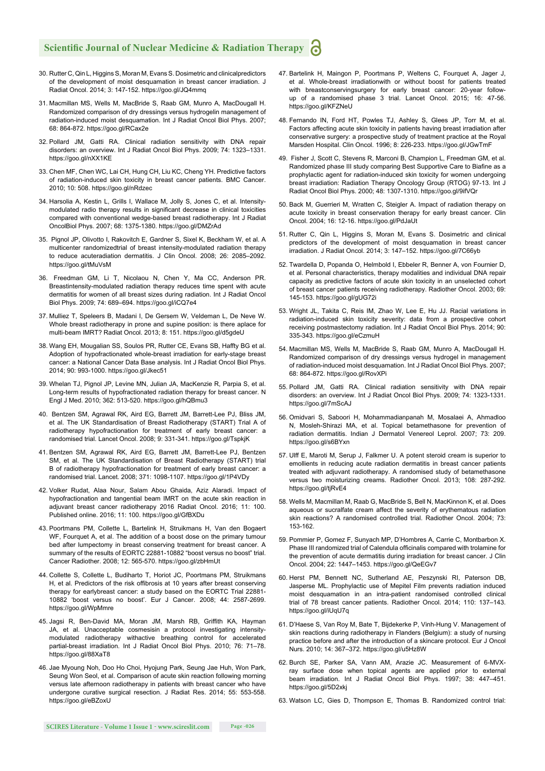30. Rutter C, Qin L, Higgins S, Moran M, Evans S. Dosimetric and clinicalpredictors of the development of moist desquamation in breast cancer irradiation. J Radiat Oncol. 2014; 3: 147-152. https://goo.gl/JQ4mmq

31. Macmillan MS, Wells M, MacBride S, Raab GM, Munro A, MacDougall H. Randomized comparison of dry dressings versus hydrogelin management of radiation-induced moist desquamation. Int J Radiat Oncol Biol Phys. 2007; 68: 864-872. https://goo.gl/RCax2e

32. Pollard JM, Gatti RA. Clinical radiation sensitivity with DNA repair disorders: an overview. Int J Radiat Oncol Biol Phys. 2009; 74: 1323–1331. https://goo.gl/nXX1KE

33. Chen MF, Chen WC, Lai CH, Hung CH, Liu KC, Cheng YH. Predictive factors of radiation-induced skin toxicity in breast cancer patients. BMC Cancer. 2010; 10: 508. https://goo.gl/nRdzec

34. Harsolia A, Kestin L, Grills I, Wallace M, Jolly S, Jones C, et al. Intensity-modulated radio therapy results in significant decrease in clinical toxicities compared with conventional wedge-based breast radiotherapy. Int J Radiat OncolBiol Phys. 2007; 68: 1375-1380. https://goo.gl/DMZrAd

35. Pignol JP, Olivotto I, Rakovitch E, Gardner S, Sixel K, Beckham W, et al. A multicenter randomizedtrial of breast intensity-modulated radiation therapy to reduce acuteradiation dermatitis. J Clin Oncol. 2008; 26: 2085–2092. https://goo.gl/tMuVsM

36. Freedman GM, Li T, Nicolaou N, Chen Y, Ma CC, Anderson PR. Breastintensity-modulated radiation therapy reduces time spent with acute dermatitis for women of all breast sizes during radiation. Int J Radiat Oncol Biol Phys. 2009; 74: 689–694. https://goo.gl/iCQ7e4

37. Mulliez T, Speleers B, Madani I, De Gersem W, Veldeman L, De Neve W. Whole breast radiotherapy in prone and supine position: is there aplace for multi-beam IMRT? Radiat Oncol. 2013; 8: 151. https://goo.gl/d5gdeU

38. Wang EH, Mougalian SS, Soulos PR, Rutter CE, Evans SB, Haffty BG et al. Adoption of hypofractionated whole-breast irradiation for early-stage breast cancer: a National Cancer Data Base analysis. Int J Radiat Oncol Biol Phys. 2014; 90: 993-1000. https://goo.gl/Jkec51

39. Whelan TJ, Pignol JP, Levine MN, Julian JA, MacKenzie R, Parpia S, et al. Long-term results of hypofractionated radiation therapy for breast cancer. N Engl J Med. 2010; 362: 513-520. https://goo.gl/hQBmu3

40. Bentzen SM, Agrawal RK, Aird EG, Barrett JM, Barrett-Lee PJ, Bliss JM, et al. The UK Standardisation of Breast Radiotherapy (START) Trial A of radiotherapy hypofractionation for treatment of early breast cancer: a randomised trial. Lancet Oncol. 2008; 9: 331-341. https://goo.gl/TspkjK

41. Bentzen SM, Agrawal RK, Aird EG, Barrett JM, Barrett-Lee PJ, Bentzen SM, et al. The UK Standardisation of Breast Radiotherapy (START) trial B of radiotherapy hypofractionation for treatment of early breast cancer: a randomised trial. Lancet. 2008; 371: 1098-1107. https://goo.gl/1P4VDy

42. Volker Rudat, Alaa Nour, Salam Abou Ghaida, Aziz Alaradi. Impact of hypofractionation and tangential beam IMRT on the acute skin reaction in adjuvant breast cancer radiotherapy 2016 Radiat Oncol. 2016; 11: 100. Published online. 2016; 11: 100. https://goo.gl/GfBXDu

43. Poortmans PM, Collette L, Bartelink H, Struikmans H, Van den Bogaert WF, Fourquet A, et al. The addition of a boost dose on the primary tumour bed after lumpectomy in breast conserving treatment for breast cancer. A summary of the results of EORTC 22881-10882 "boost versus no boost" trial. Cancer Radiother. 2008; 12: 565-570. https://goo.gl/zbHmUt

44. Collette S, Collette L, Budiharto T, Horiot JC, Poortmans PM, Struikmans H, et al. Predictors of the risk offibrosis at 10 years after breast conserving therapy for earlybreast cancer: a study based on the EORTC Trial 22881-10882 'boost versus no boost'. Eur J Cancer. 2008; 44: 2587-2699. https://goo.gl/WpMmre

45. Jagsi R, Ben-David MA, Moran JM, Marsh RB, Griffith KA, Hayman JA, et al. Unacceptable cosmesisin a protocol investigating intensity-modulated radiotherapy withactive breathing control for accelerated partial-breast irradiation. Int J Radiat Oncol Biol Phys. 2010; 76: 71–78. https://goo.gl/88XaT8

46. Jae Myoung Noh, Doo Ho Choi, Hyojung Park, Seung Jae Huh, Won Park, Seung Won Seol, et al. Comparison of acute skin reaction following morning versus late afternoon radiotherapy in patients with breast cancer who have undergone curative surgical resection. J Radiat Res. 2014; 55: 553-558. https://goo.gl/eBZoxU

47. Bartelink H, Maingon P, Poortmans P, Weltens C, Fourquet A, Jager J, et al. Whole-breast irradiationwith or without boost for patients treated with breastconservingsurgery for early breast cancer: 20-year follow-up of a randomised phase 3 trial. Lancet Oncol. 2015; 16: 47-56. https://goo.gl/KFZNeU

48. Fernando IN, Ford HT, Powles TJ, Ashley S, Glees JP, Torr M, et al. Factors affecting acute skin toxicity in patients having breast irradiation after conservative surgery: a prospective study of treatment practice at the Royal Marsden Hospital. Clin Oncol. 1996; 8: 226-233. https://goo.gl/JGwTmF

49. Fisher J, Scott C, Stevens R, Marconi B, Champion L, Freedman GM, et al. Randomized phase III study comparing Best Supportive Care to Biafine as a prophylactic agent for radiation-induced skin toxicity for women undergoing breast irradiation: Radiation Therapy Oncology Group (RTOG) 97-13. Int J Radiat Oncol Biol Phys. 2000; 48: 1307-1310. https://goo.gl/9ifVQr

50. Back M, Guerrieri M, Wratten C, Steigler A. Impact of radiation therapy on acute toxicity in breast conservation therapy for early breast cancer. Clin Oncol. 2004; 16: 12-16. https://goo.gl/PdJaUt

51. Rutter C, Qin L, Higgins S, Moran M, Evans S. Dosimetric and clinical predictors of the development of moist desquamation in breast cancer irradiation. J Radiat Oncol. 2014; 3: 147–152. https://goo.gl/7C66yb

52. Twardella D, Popanda O, Helmbold I, Ebbeler R, Benner A, von Fournier D, et al. Personal characteristics, therapy modalities and individual DNA repair capacity as predictive factors of acute skin toxicity in an unselected cohort of breast cancer patients receiving radiotherapy. Radiother Oncol. 2003; 69: 145-153. https://goo.gl/gUG72i

53. Wright JL, Takita C, Reis IM, Zhao W, Lee E, Hu JJ. Racial variations in radiation-induced skin toxicity severity: data from a prospective cohort receiving postmastectomy radiation. Int J Radiat Oncol Biol Phys. 2014; 90: 335-343. https://goo.gl/eCzmuH

54. Macmillan MS, Wells M, MacBride S, Raab GM, Munro A, MacDougall H. Randomized comparison of dry dressings versus hydrogel in management of radiation-induced moist desquamation. Int J Radiat Oncol Biol Phys. 2007; 68: 864-872. https://goo.gl/RovXPi

55. Pollard JM, Gatti RA. Clinical radiation sensitivity with DNA repair disorders: an overview. Int J Radiat Oncol Biol Phys. 2009; 74: 1323-1331. https://goo.gl/7mScAJ

56. Omidvari S, Saboori H, Mohammadianpanah M, Mosalaei A, Ahmadloo N, Mosleh-Shirazi MA, et al. Topical betamethasone for prevention of radiation dermatitis. Indian J Dermatol Venereol Leprol. 2007; 73: 209. https://goo.gl/s6BYxn

57. Ulff E, Maroti M, Serup J, Falkmer U. A potent steroid cream is superior to emollients in reducing acute radiation dermatitis in breast cancer patients treated with adjuvant radiotherapy. A randomised study of betamethasone versus two moisturizing creams. Radiother Oncol. 2013; 108: 287-292. https://goo.gl/tjRvE4

58. Wells M, Macmillan M, Raab G, MacBride S, Bell N, MacKinnon K, et al. Does aqueous or sucralfate cream affect the severity of erythematous radiation skin reactions? A randomised controlled trial. Radiother Oncol. 2004; 73: 153-162.

59. Pommier P, Gomez F, Sunyach MP, D'Hombres A, Carrie C, Montbarbon X. Phase III randomized trial of Calendula officinalis compared with trolamine for the prevention of acute dermatitis during irradiation for breast cancer. J Clin Oncol. 2004; 22: 1447–1453. https://goo.gl/QeEGv7

60. Herst PM, Bennett NC, Sutherland AE, Peszynski RI, Paterson DB, Jasperse ML. Prophylactic use of Mepitel Film prevents radiation induced moist desquamation in an intra-patient randomised controlled clinical trial of 78 breast cancer patients. Radiother Oncol. 2014; 110: 137–143. https://goo.gl/iUqU7q

61. D'Haese S, Van Roy M, Bate T, Bijdekerke P, Vinh-Hung V. Management of skin reactions during radiotherapy in Flanders (Belgium): a study of nursing practice before and after the introduction of a skincare protocol. Eur J Oncol Nurs. 2010; 14: 367–372. https://goo.gl/u5Hz8W

62. Burch SE, Parker SA, Vann AM, Arazie JC. Measurement of 6-MVX-ray surface dose when topical agents are applied prior to external beam irradiation. Int J Radiat Oncol Biol Phys. 1997; 38: 447–451. https://goo.gl/5D2xkj

63. Watson LC, Gies D, Thompson E, Thomas B. Randomized control trial: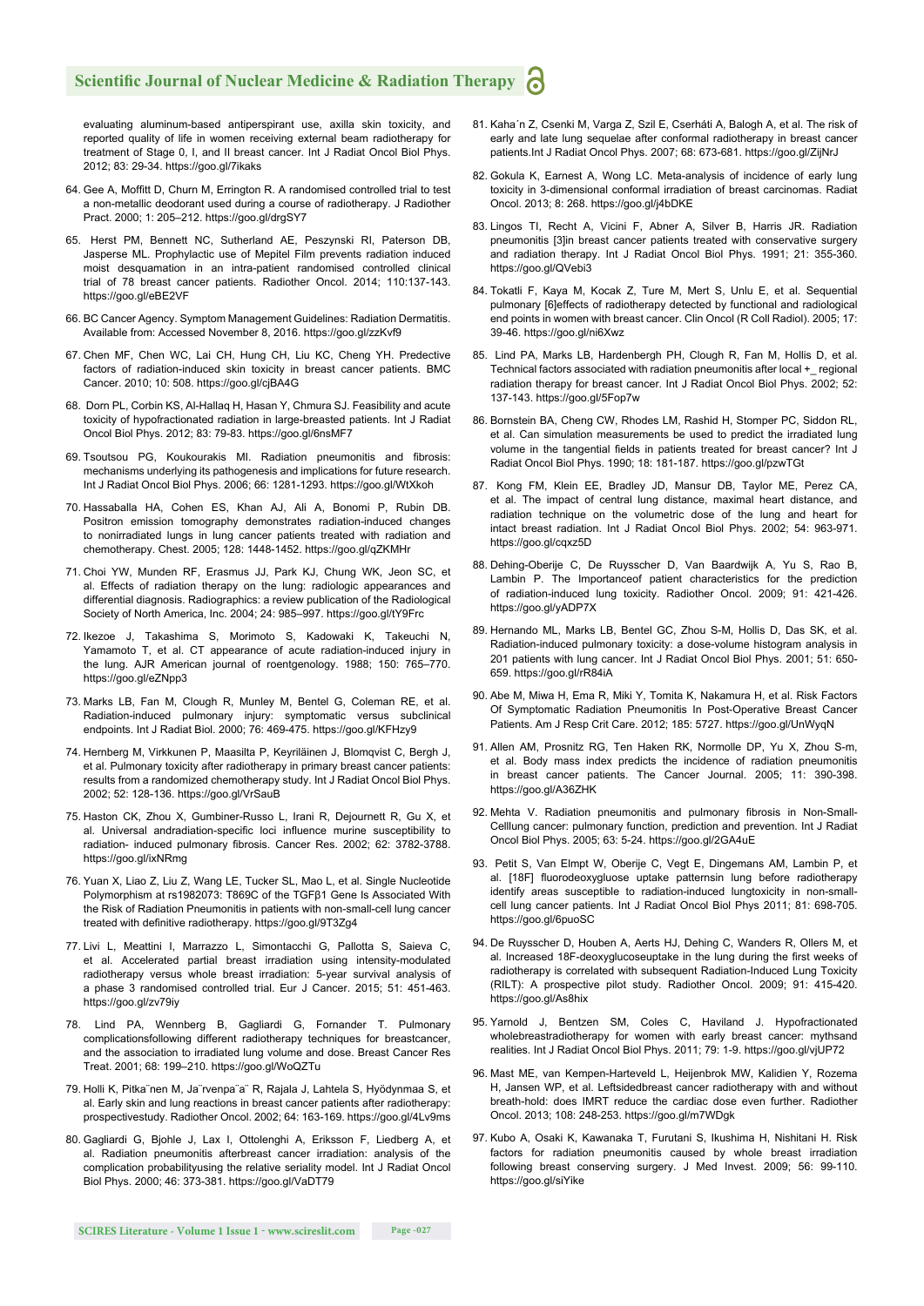evaluating aluminum-based antiperspirant use, axilla skin toxicity, and reported quality of life in women receiving external beam radiotherapy for treatment of Stage 0, I, and II breast cancer. Int J Radiat Oncol Biol Phys. 2012; 83: 29-34. https://goo.gl/7ikaks

64. Gee A, Moffitt D, Churn M, Errington R. A randomised controlled trial to test a non-metallic deodorant used during a course of radiotherapy. J Radiother Pract. 2000; 1: 205–212. https://goo.gl/drgSY7

65. Herst PM, Bennett NC, Sutherland AE, Peszynski RI, Paterson DB, Jasperse ML. Prophylactic use of Mepitel Film prevents radiation induced moist desquamation in an intra-patient randomised controlled clinical trial of 78 breast cancer patients. Radiother Oncol. 2014; 110:137-143. https://goo.gl/eBE2VF

66. BC Cancer Agency. Symptom Management Guidelines: Radiation Dermatitis. Available from: Accessed November 8, 2016. https://goo.gl/zzKvf9

67. Chen MF, Chen WC, Lai CH, Hung CH, Liu KC, Cheng YH. Predective factors of radiation-induced skin toxicity in breast cancer patients. BMC Cancer. 2010; 10: 508. https://goo.gl/cjBA4G

68. Dorn PL, Corbin KS, Al-Hallaq H, Hasan Y, Chmura SJ. Feasibility and acute toxicity of hypofractionated radiation in large-breasted patients. Int J Radiat Oncol Biol Phys. 2012; 83: 79-83. https://goo.gl/6nsMF7

69. Tsoutsou PG, Koukourakis MI. Radiation pneumonitis and fibrosis: mechanisms underlying its pathogenesis and implications for future research. Int J Radiat Oncol Biol Phys. 2006; 66: 1281-1293. https://goo.gl/WtXkoh

70. Hassaballa HA, Cohen ES, Khan AJ, Ali A, Bonomi P, Rubin DB. Positron emission tomography demonstrates radiation-induced changes to nonirradiated lungs in lung cancer patients treated with radiation and chemotherapy. Chest. 2005; 128: 1448-1452. https://goo.gl/qZKMHr

71. Choi YW, Munden RF, Erasmus JJ, Park KJ, Chung WK, Jeon SC, et al. Effects of radiation therapy on the lung: radiologic appearances and differential diagnosis. Radiographics: a review publication of the Radiological Society of North America, Inc. 2004; 24: 985–997. https://goo.gl/tY9Frc

72. Ikezoe J, Takashima S, Morimoto S, Kadowaki K, Takeuchi N, Yamamoto T, et al. CT appearance of acute radiation-induced injury in the lung. AJR American journal of roentgenology. 1988; 150: 765–770. https://goo.gl/eZNpp3

73. Marks LB, Fan M, Clough R, Munley M, Bentel G, Coleman RE, et al. Radiation-induced pulmonary injury: symptomatic versus subclinical endpoints. Int J Radiat Biol. 2000; 76: 469-475. https://goo.gl/KFHzy9

74. Hernberg M, Virkkunen P, Maasilta P, Keyriläinen J, Blomqvist C, Bergh J, et al. Pulmonary toxicity after radiotherapy in primary breast cancer patients: results from a randomized chemotherapy study. Int J Radiat Oncol Biol Phys. 2002; 52: 128-136. https://goo.gl/VrSauB

75. Haston CK, Zhou X, Gumbiner-Russo L, Irani R, Dejournett R, Gu X, et al. Universal andradiation-specific loci influence murine susceptibility to radiation- induced pulmonary fibrosis. Cancer Res. 2002; 62: 3782-3788. https://goo.gl/ixNRmg

76. Yuan X, Liao Z, Liu Z, Wang LE, Tucker SL, Mao L, et al. Single Nucleotide Polymorphism at rs1982073: T869C of the TGFβ1 Gene Is Associated With the Risk of Radiation Pneumonitis in patients with non-small-cell lung cancer treated with definitive radiotherapy. https://goo.gl/9T3Zg4

77. Livi L, Meattini I, Marrazzo L, Simontacchi G, Pallotta S, Saieva C, et al. Accelerated partial breast irradiation using intensity-modulated radiotherapy versus whole breast irradiation: 5-year survival analysis of a phase 3 randomised controlled trial. Eur J Cancer. 2015; 51: 451-463. https://goo.gl/zv79iy

78. Lind PA, Wennberg B, Gagliardi G, Fornander T. Pulmonary complicationsfollowing different radiotherapy techniques for breastcancer, and the association to irradiated lung volume and dose. Breast Cancer Res Treat. 2001; 68: 199–210. https://goo.gl/WoQZTu

79. Holli K, Pitka¨nen M, Ja¨rvenpa¨a¨ R, Rajala J, Lahtela S, Hyödynmaa S, et al. Early skin and lung reactions in breast cancer patients after radiotherapy: prospectivestudy. Radiother Oncol. 2002; 64: 163-169. https://goo.gl/4Lv9ms

80. Gagliardi G, Bjohle J, Lax I, Ottolenghi A, Eriksson F, Liedberg A, et al. Radiation pneumonitis afterbreast cancer irradiation: analysis of the complication probabilityusing the relative seriality model. Int J Radiat Oncol Biol Phys. 2000; 46: 373-381. https://goo.gl/VaDT79

81. Kaha´n Z, Csenki M, Varga Z, Szil E, Cserháti A, Balogh A, et al. The risk of early and late lung sequelae after conformal radiotherapy in breast cancer patients.Int J Radiat Oncol Phys. 2007; 68: 673-681. https://goo.gl/ZijNrJ

82. Gokula K, Earnest A, Wong LC. Meta-analysis of incidence of early lung toxicity in 3-dimensional conformal irradiation of breast carcinomas. Radiat Oncol. 2013; 8: 268. https://goo.gl/j4bDKE

83. Lingos TI, Recht A, Vicini F, Abner A, Silver B, Harris JR. Radiation pneumonitis [3]in breast cancer patients treated with conservative surgery and radiation therapy. Int J Radiat Oncol Biol Phys. 1991; 21: 355-360. https://goo.gl/QVebi3

84. Tokatli F, Kaya M, Kocak Z, Ture M, Mert S, Unlu E, et al. Sequential pulmonary [6]effects of radiotherapy detected by functional and radiological end points in women with breast cancer. Clin Oncol (R Coll Radiol). 2005; 17: 39-46. https://goo.gl/ni6Xwz

85. Lind PA, Marks LB, Hardenbergh PH, Clough R, Fan M, Hollis D, et al. Technical factors associated with radiation pneumonitis after local +_ regional radiation therapy for breast cancer. Int J Radiat Oncol Biol Phys. 2002; 52: 137-143. https://goo.gl/5Fop7w

86. Bornstein BA, Cheng CW, Rhodes LM, Rashid H, Stomper PC, Siddon RL, et al. Can simulation measurements be used to predict the irradiated lung volume in the tangential fields in patients treated for breast cancer? Int J Radiat Oncol Biol Phys. 1990; 18: 181-187. https://goo.gl/pzwTGt

87. Kong FM, Klein EE, Bradley JD, Mansur DB, Taylor ME, Perez CA, et al. The impact of central lung distance, maximal heart distance, and radiation technique on the volumetric dose of the lung and heart for intact breast radiation. Int J Radiat Oncol Biol Phys. 2002; 54: 963-971. https://goo.gl/cqxz5D

88. Dehing-Oberije C, De Ruysscher D, Van Baardwijk A, Yu S, Rao B, Lambin P. The Importanceof patient characteristics for the prediction of radiation-induced lung toxicity. Radiother Oncol. 2009; 91: 421-426. https://goo.gl/yADP7X

89. Hernando ML, Marks LB, Bentel GC, Zhou S-M, Hollis D, Das SK, et al. Radiation-induced pulmonary toxicity: a dose-volume histogram analysis in 201 patients with lung cancer. Int J Radiat Oncol Biol Phys. 2001; 51: 650-659. https://goo.gl/rR84iA

90. Abe M, Miwa H, Ema R, Miki Y, Tomita K, Nakamura H, et al. Risk Factors Of Symptomatic Radiation Pneumonitis In Post-Operative Breast Cancer Patients. Am J Resp Crit Care. 2012; 185: 5727. https://goo.gl/UnWyqN

91. Allen AM, Prosnitz RG, Ten Haken RK, Normolle DP, Yu X, Zhou S-m, et al. Body mass index predicts the incidence of radiation pneumonitis in breast cancer patients. The Cancer Journal. 2005; 11: 390-398. https://goo.gl/A36ZHK

92. Mehta V. Radiation pneumonitis and pulmonary fibrosis in Non-Small-Celllung cancer: pulmonary function, prediction and prevention. Int J Radiat Oncol Biol Phys. 2005; 63: 5-24. https://goo.gl/2GA4uE

93. Petit S, Van Elmpt W, Oberije C, Vegt E, Dingemans AM, Lambin P, et al. [18F] fluorodeoxygluose uptake patternsin lung before radiotherapy identify areas susceptible to radiation-induced lungtoxicity in non-small-cell lung cancer patients. Int J Radiat Oncol Biol Phys 2011; 81: 698-705. https://goo.gl/6puoSC

94. De Ruysscher D, Houben A, Aerts HJ, Dehing C, Wanders R, Ollers M, et al. Increased 18F-deoxyglucoseuptake in the lung during the first weeks of radiotherapy is correlated with subsequent Radiation-Induced Lung Toxicity (RILT): A prospective pilot study. Radiother Oncol. 2009; 91: 415-420. https://goo.gl/As8hix

95. Yarnold J, Bentzen SM, Coles C, Haviland J. Hypofractionated wholebreastradiotherapy for women with early breast cancer: mythsand realities. Int J Radiat Oncol Biol Phys. 2011; 79: 1-9. https://goo.gl/vjUP72

96. Mast ME, van Kempen-Harteveld L, Heijenbrok MW, Kalidien Y, Rozema H, Jansen WP, et al. Leftsidedbreast cancer radiotherapy with and without breath-hold: does IMRT reduce the cardiac dose even further. Radiother Oncol. 2013; 108: 248-253. https://goo.gl/m7WDgk

97. Kubo A, Osaki K, Kawanaka T, Furutani S, Ikushima H, Nishitani H. Risk factors for radiation pneumonitis caused by whole breast irradiation following breast conserving surgery. J Med Invest. 2009; 56: 99-110. https://goo.gl/siYike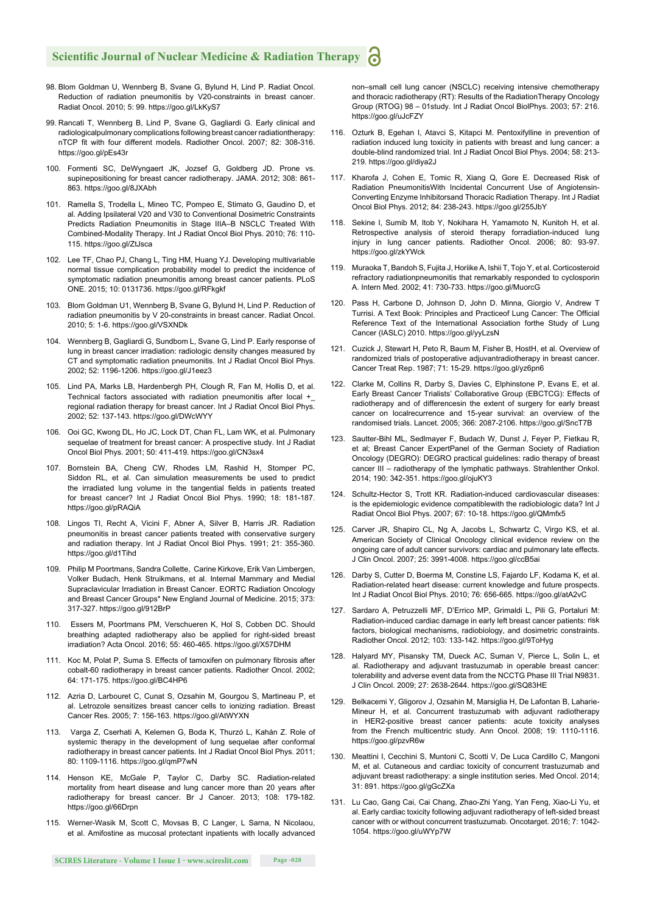98. Blom Goldman U, Wennberg B, Svane G, Bylund H, Lind P. Radiat Oncol. Reduction of radiation pneumonitis by V20-constraints in breast cancer. Radiat Oncol. 2010; 5: 99. https://goo.gl/LkKyS7

99. Rancati T, Wennberg B, Lind P, Svane G, Gagliardi G. Early clinical and radiologicalpulmonary complications following breast cancer radiationtherapy: nTCP fit with four different models. Radiother Oncol. 2007; 82: 308-316. https://goo.gl/pEs43r

100. Formenti SC, DeWyngaert JK, Jozsef G, Goldberg JD. Prone vs. supinepositioning for breast cancer radiotherapy. JAMA. 2012; 308: 861-863. https://goo.gl/8JXAbh

101. Ramella S, Trodella L, Mineo TC, Pompeo E, Stimato G, Gaudino D, et al. Adding Ipsilateral V20 and V30 to Conventional Dosimetric Constraints Predicts Radiation Pneumonitis in Stage IIIA–B NSCLC Treated With Combined-Modality Therapy. Int J Radiat Oncol Biol Phys. 2010; 76: 110-115. https://goo.gl/ZtJsca

102. Lee TF, Chao PJ, Chang L, Ting HM, Huang YJ. Developing multivariable normal tissue complication probability model to predict the incidence of symptomatic radiation pneumonitis among breast cancer patients. PLoS ONE. 2015; 10: 0131736. https://goo.gl/RFkgkf

103. Blom Goldman U1, Wennberg B, Svane G, Bylund H, Lind P. Reduction of radiation pneumonitis by V 20-constraints in breast cancer. Radiat Oncol. 2010; 5: 1-6. https://goo.gl/VSXNDk

104. Wennberg B, Gagliardi G, Sundbom L, Svane G, Lind P. Early response of lung in breast cancer irradiation: radiologic density changes measured by CT and symptomatic radiation pneumonitis. Int J Radiat Oncol Biol Phys. 2002; 52: 1196-1206. https://goo.gl/J1eez3

105. Lind PA, Marks LB, Hardenbergh PH, Clough R, Fan M, Hollis D, et al. Technical factors associated with radiation pneumonitis after local +_ regional radiation therapy for breast cancer. Int J Radiat Oncol Biol Phys. 2002; 52: 137-143. https://goo.gl/DWcWYY

106. Ooi GC, Kwong DL, Ho JC, Lock DT, Chan FL, Lam WK, et al. Pulmonary sequelae of treatment for breast cancer: A prospective study. Int J Radiat Oncol Biol Phys. 2001; 50: 411-419. https://goo.gl/CN3sx4

107. Bornstein BA, Cheng CW, Rhodes LM, Rashid H, Stomper PC, Siddon RL, et al. Can simulation measurements be used to predict the irradiated lung volume in the tangential fields in patients treated for breast cancer? Int J Radiat Oncol Biol Phys. 1990; 18: 181-187. https://goo.gl/pRAQiA

108. Lingos TI, Recht A, Vicini F, Abner A, Silver B, Harris JR. Radiation pneumonitis in breast cancer patients treated with conservative surgery and radiation therapy. Int J Radiat Oncol Biol Phys. 1991; 21: 355-360. https://goo.gl/d1Tihd

109. Philip M Poortmans, Sandra Collette, Carine Kirkove, Erik Van Limbergen, Volker Budach, Henk Struikmans, et al. Internal Mammary and Medial Supraclavicular Irradiation in Breast Cancer. EORTC Radiation Oncology and Breast Cancer Groups* New England Journal of Medicine. 2015; 373: 317-327. https://goo.gl/912BrP

110. Essers M, Poortmans PM, Verschueren K, Hol S, Cobben DC. Should breathing adapted radiotherapy also be applied for right-sided breast irradiation? Acta Oncol. 2016; 55: 460-465. https://goo.gl/X57DHM

111. Koc M, Polat P, Suma S. Effects of tamoxifen on pulmonary fibrosis after cobalt-60 radiotherapy in breast cancer patients. Radiother Oncol. 2002; 64: 171-175. https://goo.gl/BC4HP6

112. Azria D, Larbouret C, Cunat S, Ozsahin M, Gourgou S, Martineau P, et al. Letrozole sensitizes breast cancer cells to ionizing radiation. Breast Cancer Res. 2005; 7: 156-163. https://goo.gl/AtWYXN

113. Varga Z, Cserhati A, Kelemen G, Boda K, Thurzó L, Kahán Z. Role of systemic therapy in the development of lung sequelae after conformal radiotherapy in breast cancer patients. Int J Radiat Oncol Biol Phys. 2011; 80: 1109-1116. https://goo.gl/qmP7wN

114. Henson KE, McGale P, Taylor C, Darby SC. Radiation-related mortality from heart disease and lung cancer more than 20 years after radiotherapy for breast cancer. Br J Cancer. 2013; 108: 179-182. https://goo.gl/66Drpn

115. Werner-Wasik M, Scott C, Movsas B, C Langer, L Sarna, N Nicolaou, et al. Amifostine as mucosal protectant inpatients with locally advanced non–small cell lung cancer (NSCLC) receiving intensive chemotherapy and thoracic radiotherapy (RT): Results of the RadiationTherapy Oncology Group (RTOG) 98 – 01study. Int J Radiat Oncol BiolPhys. 2003; 57: 216. https://goo.gl/uJcFZY

116. Ozturk B, Egehan I, Atavci S, Kitapci M. Pentoxifylline in prevention of radiation induced lung toxicity in patients with breast and lung cancer: a double-blind randomized trial. Int J Radiat Oncol Biol Phys. 2004; 58: 213-219. https://goo.gl/diya2J

117. Kharofa J, Cohen E, Tomic R, Xiang Q, Gore E. Decreased Risk of Radiation PneumonitisWith Incidental Concurrent Use of Angiotensin-Converting Enzyme Inhibitorsand Thoracic Radiation Therapy. Int J Radiat Oncol Biol Phys. 2012; 84: 238-243. https://goo.gl/255JbY

118. Sekine I, Sumib M, Itob Y, Nokihara H, Yamamoto N, Kunitoh H, et al. Retrospective analysis of steroid therapy forradiation-induced lung injury in lung cancer patients. Radiother Oncol. 2006; 80: 93-97. https://goo.gl/zkYWck

119. Muraoka T, Bandoh S, Fujita J, Horiike A, Ishii T, Tojo Y, et al. Corticosteroid refractory radiationpneumonitis that remarkably responded to cyclosporin A. Intern Med. 2002; 41: 730-733. https://goo.gl/MuorcG

120. Pass H, Carbone D, Johnson D, John D. Minna, Giorgio V, Andrew T Turrisi. A Text Book: Principles and Practiceof Lung Cancer: The Official Reference Text of the International Association forthe Study of Lung Cancer (IASLC) 2010. https://goo.gl/yyLzsN

121. Cuzick J, Stewart H, Peto R, Baum M, Fisher B, HostH, et al. Overview of randomized trials of postoperative adjuvantradiotherapy in breast cancer. Cancer Treat Rep. 1987; 71: 15-29. https://goo.gl/yz6pn6

122. Clarke M, Collins R, Darby S, Davies C, Elphinstone P, Evans E, et al. Early Breast Cancer Trialists' Collaborative Group (EBCTCG): Effects of radiotherapy and of differencesin the extent of surgery for early breast cancer on localrecurrence and 15-year survival: an overview of the randomised trials. Lancet. 2005; 366: 2087-2106. https://goo.gl/SncT7B

123. Sautter-Bihl ML, Sedlmayer F, Budach W, Dunst J, Feyer P, Fietkau R, et al; Breast Cancer ExpertPanel of the German Society of Radiation Oncology (DEGRO): DEGRO practical guidelines: radio therapy of breast cancer III – radiotherapy of the lymphatic pathways. Strahlenther Onkol. 2014; 190: 342-351. https://goo.gl/ojuKY3

124. Schultz-Hector S, Trott KR. Radiation-induced cardiovascular diseases: is the epidemiologic evidence compatiblewith the radiobiologic data? Int J Radiat Oncol Biol Phys. 2007; 67: 10-18. https://goo.gl/QMmfx5

125. Carver JR, Shapiro CL, Ng A, Jacobs L, Schwartz C, Virgo KS, et al. American Society of Clinical Oncology clinical evidence review on the ongoing care of adult cancer survivors: cardiac and pulmonary late effects. J Clin Oncol. 2007; 25: 3991-4008. https://goo.gl/ccB5ai

126. Darby S, Cutter D, Boerma M, Constine LS, Fajardo LF, Kodama K, et al. Radiation-related heart disease: current knowledge and future prospects. Int J Radiat Oncol Biol Phys. 2010; 76: 656-665. https://goo.gl/atA2vC

127. Sardaro A, Petruzzelli MF, D'Errico MP, Grimaldi L, Pili G, Portaluri M: Radiation-induced cardiac damage in early left breast cancer patients: risk factors, biological mechanisms, radiobiology, and dosimetric constraints. Radiother Oncol. 2012; 103: 133-142. https://goo.gl/9ToHyg

128. Halyard MY, Pisansky TM, Dueck AC, Suman V, Pierce L, Solin L, et al. Radiotherapy and adjuvant trastuzumab in operable breast cancer: tolerability and adverse event data from the NCCTG Phase III Trial N9831. J Clin Oncol. 2009; 27: 2638-2644. https://goo.gl/SQ83HE

129. Belkacemi Y, Gligorov J, Ozsahin M, Marsiglia H, De Lafontan B, Laharie-Mineur H, et al. Concurrent trastuzumab with adjuvant radiotherapy in HER2-positive breast cancer patients: acute toxicity analyses from the French multicentric study. Ann Oncol. 2008; 19: 1110-1116. https://goo.gl/pzvR6w

130. Meattini I, Cecchini S, Muntoni C, Scotti V, De Luca Cardillo C, Mangoni M, et al. Cutaneous and cardiac toxicity of concurrent trastuzumab and adjuvant breast radiotherapy: a single institution series. Med Oncol. 2014; 31: 891. https://goo.gl/gGcZXa

131. Lu Cao, Gang Cai, Cai Chang, Zhao-Zhi Yang, Yan Feng, Xiao-Li Yu, et al. Early cardiac toxicity following adjuvant radiotherapy of left-sided breast cancer with or without concurrent trastuzumab. Oncotarget. 2016; 7: 1042-1054. https://goo.gl/uWYp7W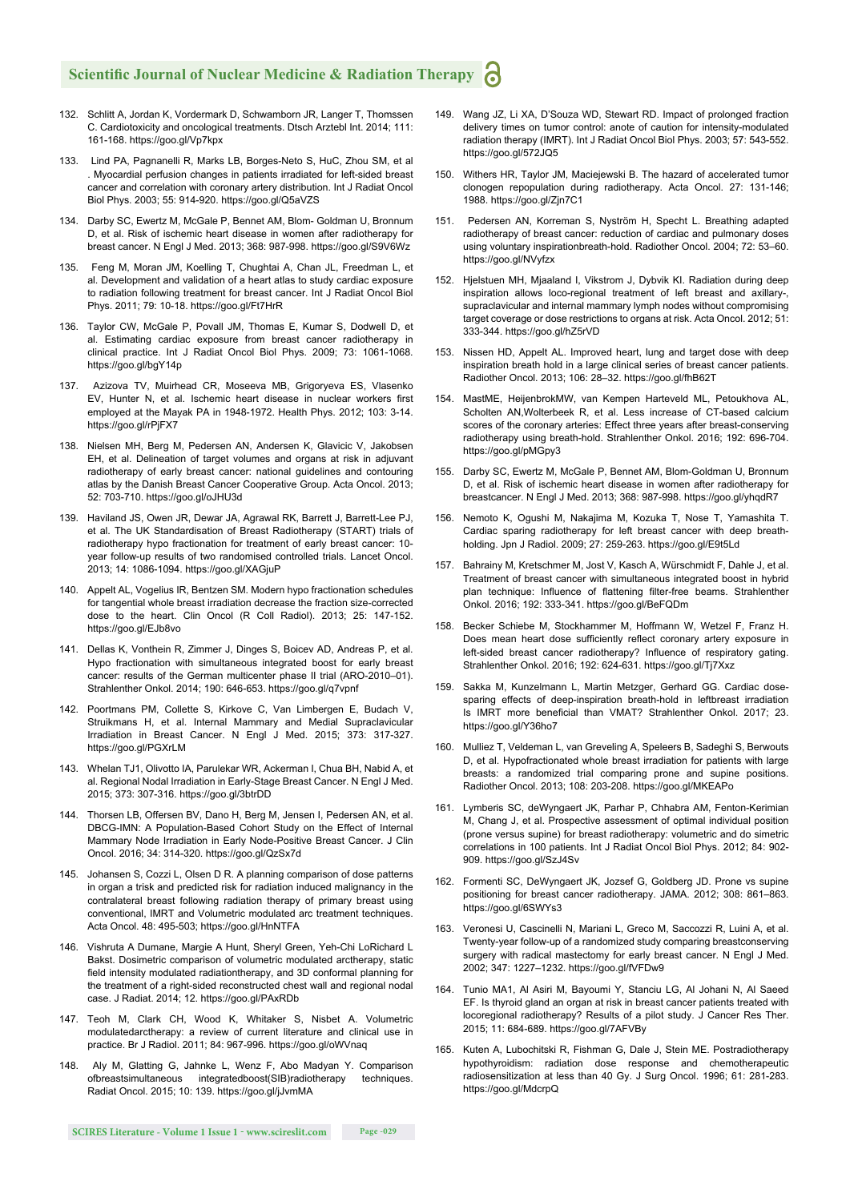132. Schlitt A, Jordan K, Vordermark D, Schwamborn JR, Langer T, Thomssen C. Cardiotoxicity and oncological treatments. Dtsch Arztebl Int. 2014; 111: 161-168. https://goo.gl/Vp7kpx

133. Lind PA, Pagnanelli R, Marks LB, Borges-Neto S, HuC, Zhou SM, et al . Myocardial perfusion changes in patients irradiated for left-sided breast cancer and correlation with coronary artery distribution. Int J Radiat Oncol Biol Phys. 2003; 55: 914-920. https://goo.gl/Q5aVZS

134. Darby SC, Ewertz M, McGale P, Bennet AM, Blom- Goldman U, Bronnum D, et al. Risk of ischemic heart disease in women after radiotherapy for breast cancer. N Engl J Med. 2013; 368: 987-998. https://goo.gl/S9V6Wz

135. Feng M, Moran JM, Koelling T, Chughtai A, Chan JL, Freedman L, et al. Development and validation of a heart atlas to study cardiac exposure to radiation following treatment for breast cancer. Int J Radiat Oncol Biol Phys. 2011; 79: 10-18. https://goo.gl/Ft7HrR

136. Taylor CW, McGale P, Povall JM, Thomas E, Kumar S, Dodwell D, et al. Estimating cardiac exposure from breast cancer radiotherapy in clinical practice. Int J Radiat Oncol Biol Phys. 2009; 73: 1061-1068. https://goo.gl/bgY14p

137. Azizova TV, Muirhead CR, Moseeva MB, Grigoryeva ES, Vlasenko EV, Hunter N, et al. Ischemic heart disease in nuclear workers first employed at the Mayak PA in 1948-1972. Health Phys. 2012; 103: 3-14. https://goo.gl/rPjFX7

138. Nielsen MH, Berg M, Pedersen AN, Andersen K, Glavicic V, Jakobsen EH, et al. Delineation of target volumes and organs at risk in adjuvant radiotherapy of early breast cancer: national guidelines and contouring atlas by the Danish Breast Cancer Cooperative Group. Acta Oncol. 2013; 52: 703-710. https://goo.gl/oJHU3d

139. Haviland JS, Owen JR, Dewar JA, Agrawal RK, Barrett J, Barrett-Lee PJ, et al. The UK Standardisation of Breast Radiotherapy (START) trials of radiotherapy hypo fractionation for treatment of early breast cancer: 10-year follow-up results of two randomised controlled trials. Lancet Oncol. 2013; 14: 1086-1094. https://goo.gl/XAGjuP

140. Appelt AL, Vogelius IR, Bentzen SM. Modern hypo fractionation schedules for tangential whole breast irradiation decrease the fraction size-corrected dose to the heart. Clin Oncol (R Coll Radiol). 2013; 25: 147-152. https://goo.gl/EJb8vo

141. Dellas K, Vonthein R, Zimmer J, Dinges S, Boicev AD, Andreas P, et al. Hypo fractionation with simultaneous integrated boost for early breast cancer: results of the German multicenter phase II trial (ARO-2010–01). Strahlenther Onkol. 2014; 190: 646-653. https://goo.gl/q7vpnf

142. Poortmans PM, Collette S, Kirkove C, Van Limbergen E, Budach V, Struikmans H, et al. Internal Mammary and Medial Supraclavicular Irradiation in Breast Cancer. N Engl J Med. 2015; 373: 317-327. https://goo.gl/PGXrLM

143. Whelan TJ1, Olivotto IA, Parulekar WR, Ackerman I, Chua BH, Nabid A, et al. Regional Nodal Irradiation in Early-Stage Breast Cancer. N Engl J Med. 2015; 373: 307-316. https://goo.gl/3btrDD

144. Thorsen LB, Offersen BV, Dano H, Berg M, Jensen I, Pedersen AN, et al. DBCG-IMN: A Population-Based Cohort Study on the Effect of Internal Mammary Node Irradiation in Early Node-Positive Breast Cancer. J Clin Oncol. 2016; 34: 314-320. https://goo.gl/QzSx7d

145. Johansen S, Cozzi L, Olsen D R. A planning comparison of dose patterns in organ a trisk and predicted risk for radiation induced malignancy in the contralateral breast following radiation therapy of primary breast using conventional, IMRT and Volumetric modulated arc treatment techniques. Acta Oncol. 48: 495-503; https://goo.gl/HnNTFA

146. Vishruta A Dumane, Margie A Hunt, Sheryl Green, Yeh-Chi LoRichard L Bakst. Dosimetric comparison of volumetric modulated arctherapy, static field intensity modulated radiationtherapy, and 3D conformal planning for the treatment of a right-sided reconstructed chest wall and regional nodal case. J Radiat. 2014; 12. https://goo.gl/PAxRDb

147. Teoh M, Clark CH, Wood K, Whitaker S, Nisbet A. Volumetric modulatedarctherapy: a review of current literature and clinical use in practice. Br J Radiol. 2011; 84: 967-996. https://goo.gl/oWVnaq

148. Aly M, Glatting G, Jahnke L, Wenz F, Abo Madyan Y. Comparison ofbreastsimultaneous integratedboost(SIB)radiotherapy techniques. Radiat Oncol. 2015; 10: 139. https://goo.gl/jJvmMA

149. Wang JZ, Li XA, D'Souza WD, Stewart RD. Impact of prolonged fraction delivery times on tumor control: anote of caution for intensity-modulated radiation therapy (IMRT). Int J Radiat Oncol Biol Phys. 2003; 57: 543-552. https://goo.gl/572JQ5

150. Withers HR, Taylor JM, Maciejewski B. The hazard of accelerated tumor clonogen repopulation during radiotherapy. Acta Oncol. 27: 131-146; 1988. https://goo.gl/Zjn7C1

151. Pedersen AN, Korreman S, Nyström H, Specht L. Breathing adapted radiotherapy of breast cancer: reduction of cardiac and pulmonary doses using voluntary inspirationbreath-hold. Radiother Oncol. 2004; 72: 53–60. https://goo.gl/NVyfzx

152. Hjelstuen MH, Mjaaland I, Vikstrom J, Dybvik KI. Radiation during deep inspiration allows loco-regional treatment of left breast and axillary-, supraclavicular and internal mammary lymph nodes without compromising target coverage or dose restrictions to organs at risk. Acta Oncol. 2012; 51: 333-344. https://goo.gl/hZ5rVD

153. Nissen HD, Appelt AL. Improved heart, lung and target dose with deep inspiration breath hold in a large clinical series of breast cancer patients. Radiother Oncol. 2013; 106: 28–32. https://goo.gl/fhB62T

154. MastME, HeijenbrokMW, van Kempen Harteveld ML, Petoukhova AL, Scholten AN,Wolterbeek R, et al. Less increase of CT-based calcium scores of the coronary arteries: Effect three years after breast-conserving radiotherapy using breath-hold. Strahlenther Onkol. 2016; 192: 696-704. https://goo.gl/pMGpy3

155. Darby SC, Ewertz M, McGale P, Bennet AM, Blom-Goldman U, Bronnum D, et al. Risk of ischemic heart disease in women after radiotherapy for breastcancer. N Engl J Med. 2013; 368: 987-998. https://goo.gl/yhqdR7

156. Nemoto K, Ogushi M, Nakajima M, Kozuka T, Nose T, Yamashita T. Cardiac sparing radiotherapy for left breast cancer with deep breath-holding. Jpn J Radiol. 2009; 27: 259-263. https://goo.gl/E9t5Ld

157. Bahrainy M, Kretschmer M, Jost V, Kasch A, Würschmidt F, Dahle J, et al. Treatment of breast cancer with simultaneous integrated boost in hybrid plan technique: Influence of flattening filter-free beams. Strahlenther Onkol. 2016; 192: 333-341. https://goo.gl/BeFQDm

158. Becker Schiebe M, Stockhammer M, Hoffmann W, Wetzel F, Franz H. Does mean heart dose sufficiently reflect coronary artery exposure in left-sided breast cancer radiotherapy? Influence of respiratory gating. Strahlenther Onkol. 2016; 192: 624-631. https://goo.gl/Tj7Xxz

159. Sakka M, Kunzelmann L, Martin Metzger, Gerhard GG. Cardiac dose-sparing effects of deep-inspiration breath-hold in leftbreast irradiation Is IMRT more beneficial than VMAT? Strahlenther Onkol. 2017; 23. https://goo.gl/Y36ho7

160. Mulliez T, Veldeman L, van Greveling A, Speleers B, Sadeghi S, Berwouts D, et al. Hypofractionated whole breast irradiation for patients with large breasts: a randomized trial comparing prone and supine positions. Radiother Oncol. 2013; 108: 203-208. https://goo.gl/MKEAPo

161. Lymberis SC, deWyngaert JK, Parhar P, Chhabra AM, Fenton-Kerimian M, Chang J, et al. Prospective assessment of optimal individual position (prone versus supine) for breast radiotherapy: volumetric and do simetric correlations in 100 patients. Int J Radiat Oncol Biol Phys. 2012; 84: 902-909. https://goo.gl/SzJ4Sv

162. Formenti SC, DeWyngaert JK, Jozsef G, Goldberg JD. Prone vs supine positioning for breast cancer radiotherapy. JAMA. 2012; 308: 861–863. https://goo.gl/6SWYs3

163. Veronesi U, Cascinelli N, Mariani L, Greco M, Saccozzi R, Luini A, et al. Twenty-year follow-up of a randomized study comparing breastconserving surgery with radical mastectomy for early breast cancer. N Engl J Med. 2002; 347: 1227–1232. https://goo.gl/fVFDw9

164. Tunio MA1, Al Asiri M, Bayoumi Y, Stanciu LG, Al Johani N, Al Saeed EF. Is thyroid gland an organ at risk in breast cancer patients treated with locoregional radiotherapy? Results of a pilot study. J Cancer Res Ther. 2015; 11: 684-689. https://goo.gl/7AFVBy

165. Kuten A, Lubochitski R, Fishman G, Dale J, Stein ME. Postradiotherapy hypothyroidism: radiation dose response and chemotherapeutic radiosensitization at less than 40 Gy. J Surg Oncol. 1996; 61: 281-283. https://goo.gl/MdcrpQ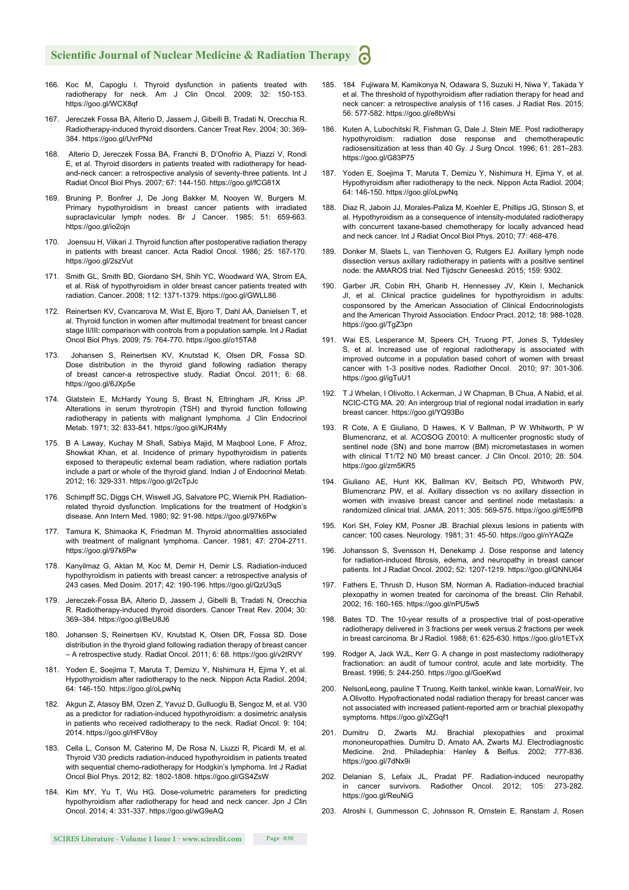166. Koc M, Capoglu I. Thyroid dysfunction in patients treated with radiotherapy for neck. Am J Clin Oncol. 2009; 32: 150-153. https://goo.gl/WCX8qf

167. Jereczek Fossa BA, Alterio D, Jassem J, Gibelli B, Tradati N, Orecchia R. Radiotherapy-induced thyroid disorders. Cancer Treat Rev. 2004; 30: 369-384. https://goo.gl/UvrPNd

168. Alterio D, Jereczek Fossa BA, Franchi B, D'Onofrio A, Piazzi V, Rondi E, et al. Thyroid disorders in patients treated with radiotherapy for head-and-neck cancer: a retrospective analysis of seventy-three patients. Int J Radiat Oncol Biol Phys. 2007; 67: 144-150. https://goo.gl/fCG81X

169. Bruning P, Bonfrer J, De Jong Bakker M, Nooyen W, Burgers M. Primary hypothyroidism in breast cancer patients with irradiated supraclavicular lymph nodes. Br J Cancer. 1985; 51: 659-663. https://goo.gl/io2ojn

170. Joensuu H, Viikari J. Thyroid function after postoperative radiation therapy in patients with breast cancer. Acta Radiol Oncol. 1986; 25: 167-170. https://goo.gl/2szVut

171. Smith GL, Smith BD, Giordano SH, Shih YC, Woodward WA, Strom EA, et al. Risk of hypothyroidism in older breast cancer patients treated with radiation. Cancer. 2008; 112: 1371-1379. https://goo.gl/GWLL86

172. Reinertsen KV, Cvancarova M, Wist E, Bjoro T, Dahl AA, Danielsen T, et al. Thyroid function in women after multimodal treatment for breast cancer stage II/III: comparison with controls from a population sample. Int J Radiat Oncol Biol Phys. 2009; 75: 764-770. https://goo.gl/o15TA8

173. Johansen S, Reinertsen KV, Knutstad K, Olsen DR, Fossa SD. Dose distribution in the thyroid gland following radiation therapy of breast cancer-a retrospective study. Radiat Oncol. 2011; 6: 68. https://goo.gl/6JXp5e

174. Glatstein E, McHardy Young S, Brast N, Eltringham JR, Kriss JP. Alterations in serum thyrotropin (TSH) and thyroid function following radiotherapy in patients with malignant lymphoma. J Clin Endocrinol Metab. 1971; 32: 833-841. https://goo.gl/KJR4My

175. B A Laway, Kuchay M Shafi, Sabiya Majid, M Maqbool Lone, F Afroz, Showkat Khan, et al. Incidence of primary hypothyroidism in patients exposed to therapeutic external beam radiation, where radiation portals include a part or whole of the thyroid gland. Indian J of Endocrinol Metab. 2012; 16: 329-331. https://goo.gl/2cTpJc

176. Schimpff SC, Diggs CH, Wiswell JG, Salvatore PC, Wiernik PH. Radiation-related thyroid dysfunction. Implications for the treatment of Hodgkin's disease. Ann Intern Med. 1980; 92: 91-98. https://goo.gl/97k6Pw

177. Tamura K, Shimaoka K, Friedman M. Thyroid abnormalities associated with treatment of malignant lymphoma. Cancer. 1981; 47: 2704-2711. https://goo.gl/97k6Pw

178. Kanyilmaz G, Aktan M, Koc M, Demir H, Demir LS. Radiation-induced hypothyroidism in patients with breast cancer: a retrospective analysis of 243 cases. Med Dosim. 2017; 42: 190-196. https://goo.gl/QzU3qS

179. Jereczek-Fossa BA, Alterio D, Jassem J, Gibelli B, Tradati N, Orecchia R. Radiotherapy-induced thyroid disorders. Cancer Treat Rev. 2004; 30: 369–384. https://goo.gl/BeU8J6

180. Johansen S, Reinertsen KV, Knutstad K, Olsen DR, Fossa SD. Dose distribution in the thyroid gland following radiation therapy of breast cancer – A retrospective study. Radiat Oncol. 2011; 6: 68. https://goo.gl/v2tRVY

181. Yoden E, Soejima T, Maruta T, Demizu Y, Nishimura H, Ejima Y, et al. Hypothyroidism after radiotherapy to the neck. Nippon Acta Radiol. 2004; 64: 146-150. https://goo.gl/oLpwNq

182. Akgun Z, Atasoy BM, Ozen Z, Yavuz D, Gulluoglu B, Sengoz M, et al. V30 as a predictor for radiation-induced hypothyroidism: a dosimetric analysis in patients who received radiotherapy to the neck. Radiat Oncol. 9: 104; 2014. https://goo.gl/HFV8oy

183. Cella L, Conson M, Caterino M, De Rosa N, Liuzzi R, Picardi M, et al. Thyroid V30 predicts radiation-induced hypothyroidism in patients treated with sequential chemo-radiotherapy for Hodgkin's lymphoma. Int J Radiat Oncol Biol Phys. 2012; 82: 1802-1808. https://goo.gl/GS4ZsW

184. Kim MY, Yu T, Wu HG. Dose-volumetric parameters for predicting hypothyroidism after radiotherapy for head and neck cancer. Jpn J Clin Oncol. 2014; 4: 331-337. https://goo.gl/wG9eAQ

185. 184 Fujiwara M, Kamikonya N, Odawara S, Suzuki H, Niwa Y, Takada Y et al. The threshold of hypothyroidism after radiation therapy for head and neck cancer: a retrospective analysis of 116 cases. J Radiat Res. 2015; 56: 577-582. https://goo.gl/e8bWsi

186. Kuten A, Lubochitski R, Fishman G, Dale J, Stein ME. Post radiotherapy hypothyroidism: radiation dose response and chemotherapeutic radiosensitization at less than 40 Gy. J Surg Oncol. 1996; 61: 281–283. https://goo.gl/G83P75

187. Yoden E, Soejima T, Maruta T, Demizu Y, Nishimura H, Ejima Y, et al. Hypothyroidism after radiotherapy to the neck. Nippon Acta Radiol. 2004; 64: 146-150. https://goo.gl/oLpwNq

188. Diaz R, Jaboin JJ, Morales-Paliza M, Koehler E, Phillips JG, Stinson S, et al. Hypothyroidism as a consequence of intensity-modulated radiotherapy with concurrent taxane-based chemotherapy for locally advanced head and neck cancer. Int J Radiat Oncol Biol Phys. 2010; 77: 468-476.

189. Donker M, Slaets L, van Tienhoven G, Rutgers EJ. Axillary lymph node dissection versus axillary radiotherapy in patients with a positive sentinel node: the AMAROS trial. Ned Tijdschr Geneeskd. 2015; 159: 9302.

190. Garber JR, Cobin RH, Gharib H, Hennessey JV, Klein I, Mechanick JI, et al. Clinical practice guidelines for hypothyroidism in adults: cosponsored by the American Association of Clinical Endocrinologists and the American Thyroid Association. Endocr Pract. 2012; 18: 988-1028. https://goo.gl/TgZ3pn

191. Wai ES, Lesperance M, Speers CH, Truong PT, Jones S, Tyldesley S, et al. Increased use of regional radiotherapy is associated with improved outcome in a population based cohort of women with breast cancer with 1-3 positive nodes. Radiother Oncol. 2010; 97: 301-306. https://goo.gl/igTuU1

192. T J Whelan, I Olivotto, I Ackerman, J W Chapman, B Chua, A Nabid, et al. NCIC-CTG MA. 20: An intergroup trial of regional nodal irradiation in early breast cancer. https://goo.gl/YQ93Bo

193. R Cote, A E Giuliano, D Hawes, K V Ballman, P W Whitworth, P W Blumencranz, et al. ACOSOG Z0010: A multicenter prognostic study of sentinel node (SN) and bone marrow (BM) micrometastases in women with clinical T1/T2 N0 M0 breast cancer. J Clin Oncol. 2010; 28: 504. https://goo.gl/zm5KR5

194. Giuliano AE, Hunt KK, Ballman KV, Beitsch PD, Whitworth PW, Blumencranz PW, et al. Axillary dissection vs no axillary dissection in women with invasive breast cancer and sentinel node metastasis: a randomized clinical trial. JAMA. 2011; 305: 569-575. https://goo.gl/fE5fPB

195. Kori SH, Foley KM, Posner JB. Brachial plexus lesions in patients with cancer: 100 cases. Neurology. 1981; 31: 45-50. https://goo.gl/nYAQZe

196. Johansson S, Svensson H, Denekamp J. Dose response and latency for radiation-induced fibrosis, edema, and neuropathy in breast cancer patients. Int J Radiat Oncol. 2002; 52: 1207-1219. https://goo.gl/QNNU64

197. Fathers E, Thrush D, Huson SM, Norman A. Radiation-induced brachial plexopathy in women treated for carcinoma of the breast. Clin Rehabil. 2002; 16: 160-165. https://goo.gl/nPU5w5

198. Bates TD. The 10-year results of a prospective trial of post-operative radiotherapy delivered in 3 fractions per week versus 2 fractions per week in breast carcinoma. Br J Radiol. 1988; 61: 625-630. https://goo.gl/o1ETvX

199. Rodger A, Jack WJL, Kerr G. A change in post mastectomy radiotherapy fractionation: an audit of tumour control, acute and late morbidity. The Breast. 1996; 5: 244-250. https://goo.gl/GoeKwd

200. NelsonLeong, pauline T Truong, Keith tankel, winkle kwan, LornaWeir, Ivo A.Olivotto. Hypofractionated nodal radiation therapy for breast cancer was not associated with increased patient-reported arm or brachial plexopathy symptoms. https://goo.gl/xZGqf1

201. Dumitru D, Zwarts MJ. Brachial plexopathies and proximal mononeuropathies. Dumitru D, Amato AA, Zwarts MJ. Electrodiagnostic Medicine. 2nd. Philadephia: Hanley & Belfus. 2002; 777-836. https://goo.gl/7dNx9i

202. Delanian S, Lefaix JL, Pradat PF. Radiation-induced neuropathy in cancer survivors. Radiother Oncol. 2012; 105: 273-282. https://goo.gl/ReuNiG

203. Atroshi I, Gummesson C, Johnsson R, Ornstein E, Ranstam J, Rosen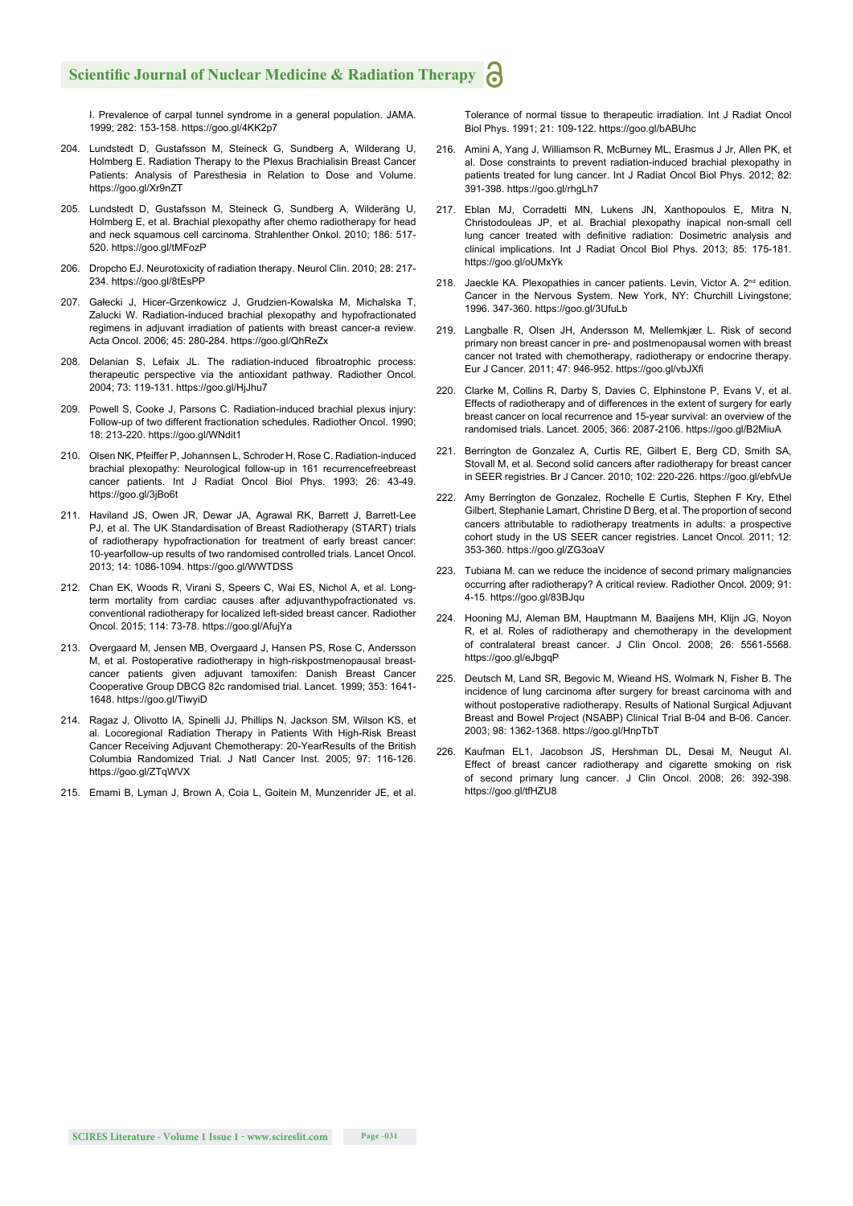I. Prevalence of carpal tunnel syndrome in a general population. JAMA. 1999; 282: 153-158. https://goo.gl/4KK2p7

204. Lundstedt D, Gustafsson M, Steineck G, Sundberg A, Wilderang U, Holmberg E. Radiation Therapy to the Plexus Brachialisin Breast Cancer Patients: Analysis of Paresthesia in Relation to Dose and Volume. https://goo.gl/Xr9nZT

205. Lundstedt D, Gustafsson M, Steineck G, Sundberg A, Wilderäng U, Holmberg E, et al. Brachial plexopathy after chemo radiotherapy for head and neck squamous cell carcinoma. Strahlenther Onkol. 2010; 186: 517-520. https://goo.gl/tMFozP

206. Dropcho EJ. Neurotoxicity of radiation therapy. Neurol Clin. 2010; 28: 217-234. https://goo.gl/8tEsPP

207. Gałecki J, Hicer-Grzenkowicz J, Grudzien-Kowalska M, Michalska T, Zalucki W. Radiation-induced brachial plexopathy and hypofractionated regimens in adjuvant irradiation of patients with breast cancer-a review. Acta Oncol. 2006; 45: 280-284. https://goo.gl/QhReZx

208. Delanian S, Lefaix JL. The radiation-induced fibroatrophic process: therapeutic perspective via the antioxidant pathway. Radiother Oncol. 2004; 73: 119-131. https://goo.gl/HjJhu7

209. Powell S, Cooke J, Parsons C. Radiation-induced brachial plexus injury: Follow-up of two different fractionation schedules. Radiother Oncol. 1990; 18: 213-220. https://goo.gl/WNdit1

210. Olsen NK, Pfeiffer P, Johannsen L, Schroder H, Rose C. Radiation-induced brachial plexopathy: Neurological follow-up in 161 recurrencefreebreast cancer patients. Int J Radiat Oncol Biol Phys. 1993; 26: 43-49. https://goo.gl/3jBo6t

211. Haviland JS, Owen JR, Dewar JA, Agrawal RK, Barrett J, Barrett-Lee PJ, et al. The UK Standardisation of Breast Radiotherapy (START) trials of radiotherapy hypofractionation for treatment of early breast cancer: 10-yearfollow-up results of two randomised controlled trials. Lancet Oncol. 2013; 14: 1086-1094. https://goo.gl/WWTDSS

212. Chan EK, Woods R, Virani S, Speers C, Wai ES, Nichol A, et al. Long-term mortality from cardiac causes after adjuvanthypofractionated vs. conventional radiotherapy for localized left-sided breast cancer. Radiother Oncol. 2015; 114: 73-78. https://goo.gl/AfujYa

213. Overgaard M, Jensen MB, Overgaard J, Hansen PS, Rose C, Andersson M, et al. Postoperative radiotherapy in high-riskpostmenopausal breast-cancer patients given adjuvant tamoxifen: Danish Breast Cancer Cooperative Group DBCG 82c randomised trial. Lancet. 1999; 353: 1641-1648. https://goo.gl/TiwyiD

214. Ragaz J, Olivotto IA, Spinelli JJ, Phillips N, Jackson SM, Wilson KS, et al. Locoregional Radiation Therapy in Patients With High-Risk Breast Cancer Receiving Adjuvant Chemotherapy: 20-YearResults of the British Columbia Randomized Trial. J Natl Cancer Inst. 2005; 97: 116-126. https://goo.gl/ZTqWVX

215. Emami B, Lyman J, Brown A, Coia L, Goitein M, Munzenrider JE, et al. Tolerance of normal tissue to therapeutic irradiation. Int J Radiat Oncol Biol Phys. 1991; 21: 109-122. https://goo.gl/bABUhc

216. Amini A, Yang J, Williamson R, McBurney ML, Erasmus J Jr, Allen PK, et al. Dose constraints to prevent radiation-induced brachial plexopathy in patients treated for lung cancer. Int J Radiat Oncol Biol Phys. 2012; 82: 391-398. https://goo.gl/rhgLh7

217. Eblan MJ, Corradetti MN, Lukens JN, Xanthopoulos E, Mitra N, Christodouleas JP, et al. Brachial plexopathy inapical non-small cell lung cancer treated with definitive radiation: Dosimetric analysis and clinical implications. Int J Radiat Oncol Biol Phys. 2013; 85: 175-181. https://goo.gl/oUMxYk

218. Jaeckle KA. Plexopathies in cancer patients. Levin, Victor A. 2nd edition. Cancer in the Nervous System. New York, NY: Churchill Livingstone; 1996. 347-360. https://goo.gl/3UfuLb

219. Langballe R, Olsen JH, Andersson M, Mellemkjær L. Risk of second primary non breast cancer in pre- and postmenopausal women with breast cancer not trated with chemotherapy, radiotherapy or endocrine therapy. Eur J Cancer. 2011; 47: 946-952. https://goo.gl/vbJXfi

220. Clarke M, Collins R, Darby S, Davies C, Elphinstone P, Evans V, et al. Effects of radiotherapy and of differences in the extent of surgery for early breast cancer on local recurrence and 15-year survival: an overview of the randomised trials. Lancet. 2005; 366: 2087-2106. https://goo.gl/B2MiuA

221. Berrington de Gonzalez A, Curtis RE, Gilbert E, Berg CD, Smith SA, Stovall M, et al. Second solid cancers after radiotherapy for breast cancer in SEER registries. Br J Cancer. 2010; 102: 220-226. https://goo.gl/ebfvUe

222. Amy Berrington de Gonzalez, Rochelle E Curtis, Stephen F Kry, Ethel Gilbert, Stephanie Lamart, Christine D Berg, et al. The proportion of second cancers attributable to radiotherapy treatments in adults: a prospective cohort study in the US SEER cancer registries. Lancet Oncol. 2011; 12: 353-360. https://goo.gl/ZG3oaV

223. Tubiana M. can we reduce the incidence of second primary malignancies occurring after radiotherapy? A critical review. Radiother Oncol. 2009; 91: 4-15. https://goo.gl/83BJqu

224. Hooning MJ, Aleman BM, Hauptmann M, Baaijens MH, Klijn JG, Noyon R, et al. Roles of radiotherapy and chemotherapy in the development of contralateral breast cancer. J Clin Oncol. 2008; 26: 5561-5568. https://goo.gl/eJbgqP

225. Deutsch M, Land SR, Begovic M, Wieand HS, Wolmark N, Fisher B. The incidence of lung carcinoma after surgery for breast carcinoma with and without postoperative radiotherapy. Results of National Surgical Adjuvant Breast and Bowel Project (NSABP) Clinical Trial B-04 and B-06. Cancer. 2003; 98: 1362-1368. https://goo.gl/HnpTbT

226. Kaufman EL1, Jacobson JS, Hershman DL, Desai M, Neugut AI. Effect of breast cancer radiotherapy and cigarette smoking on risk of second primary lung cancer. J Clin Oncol. 2008; 26: 392-398. https://goo.gl/tfHZU8